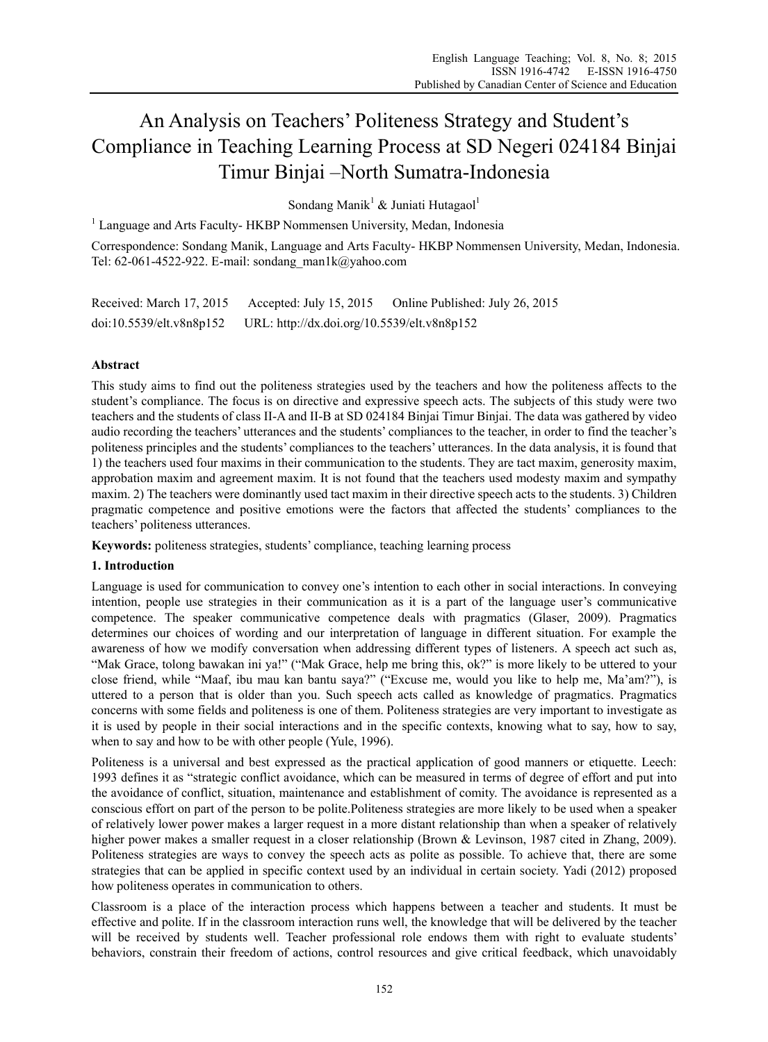# An Analysis on Teachers' Politeness Strategy and Student's Compliance in Teaching Learning Process at SD Negeri 024184 Binjai Timur Binjai –North Sumatra-Indonesia

Sondang Manik[1] & Juniati Hutagaol[1]

[1] Language and Arts Faculty- HKBP Nommensen University, Medan, Indonesia

Correspondence: Sondang Manik, Language and Arts Faculty- HKBP Nommensen University, Medan, Indonesia. Tel: 62-061-4522-922. E-mail: sondang_man1k@yahoo.com

Received: March 17, 2015  Accepted: July 15, 2015  Online Published: July 26, 2015

doi:10.5539/elt.v8n8p152  URL: http://dx.doi.org/10.5539/elt.v8n8p152

## Abstract

This study aims to find out the politeness strategies used by the teachers and how the politeness affects to the student's compliance. The focus is on directive and expressive speech acts. The subjects of this study were two teachers and the students of class II-A and II-B at SD 024184 Binjai Timur Binjai. The data was gathered by video audio recording the teachers' utterances and the students' compliances to the teacher, in order to find the teacher's politeness principles and the students' compliances to the teachers' utterances. In the data analysis, it is found that 1) the teachers used four maxims in their communication to the students. They are tact maxim, generosity maxim, approbation maxim and agreement maxim. It is not found that the teachers used modesty maxim and sympathy maxim. 2) The teachers were dominantly used tact maxim in their directive speech acts to the students. 3) Children pragmatic competence and positive emotions were the factors that affected the students' compliances to the teachers' politeness utterances.

**Keywords:** politeness strategies, students' compliance, teaching learning process

## 1. Introduction

Language is used for communication to convey one's intention to each other in social interactions. In conveying intention, people use strategies in their communication as it is a part of the language user's communicative competence. The speaker communicative competence deals with pragmatics (Glaser, 2009). Pragmatics determines our choices of wording and our interpretation of language in different situation. For example the awareness of how we modify conversation when addressing different types of listeners. A speech act such as, "Mak Grace, tolong bawakan ini ya!" ("Mak Grace, help me bring this, ok?" is more likely to be uttered to your close friend, while "Maaf, ibu mau kan bantu saya?" ("Excuse me, would you like to help me, Ma'am?"), is uttered to a person that is older than you. Such speech acts called as knowledge of pragmatics. Pragmatics concerns with some fields and politeness is one of them. Politeness strategies are very important to investigate as it is used by people in their social interactions and in the specific contexts, knowing what to say, how to say, when to say and how to be with other people (Yule, 1996).

Politeness is a universal and best expressed as the practical application of good manners or etiquette. Leech: 1993 defines it as "strategic conflict avoidance, which can be measured in terms of degree of effort and put into the avoidance of conflict, situation, maintenance and establishment of comity. The avoidance is represented as a conscious effort on part of the person to be polite.Politeness strategies are more likely to be used when a speaker of relatively lower power makes a larger request in a more distant relationship than when a speaker of relatively higher power makes a smaller request in a closer relationship (Brown & Levinson, 1987 cited in Zhang, 2009). Politeness strategies are ways to convey the speech acts as polite as possible. To achieve that, there are some strategies that can be applied in specific context used by an individual in certain society. Yadi (2012) proposed how politeness operates in communication to others.

Classroom is a place of the interaction process which happens between a teacher and students. It must be effective and polite. If in the classroom interaction runs well, the knowledge that will be delivered by the teacher will be received by students well. Teacher professional role endows them with right to evaluate students' behaviors, constrain their freedom of actions, control resources and give critical feedback, which unavoidably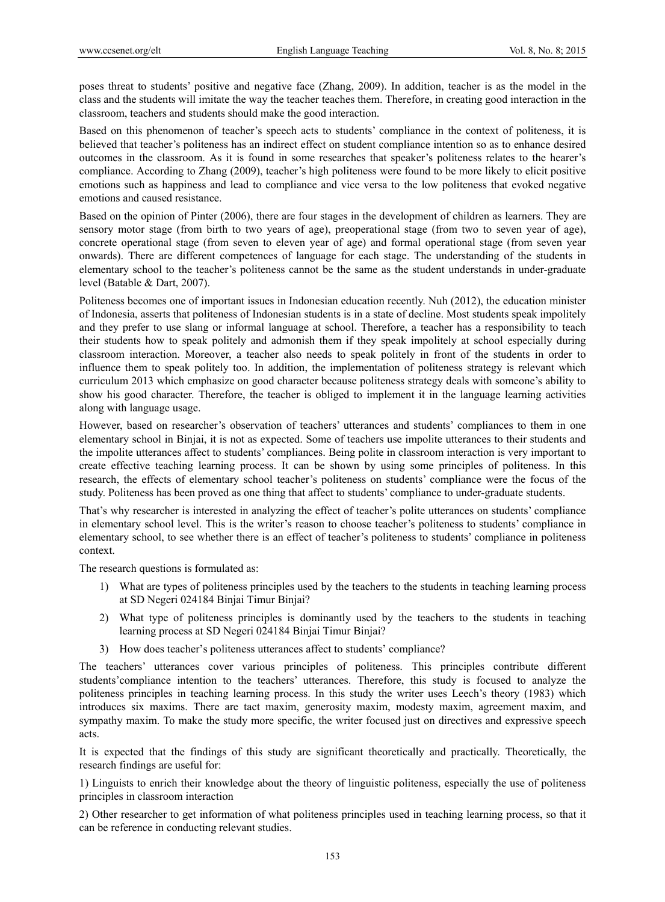poses threat to students' positive and negative face (Zhang, 2009). In addition, teacher is as the model in the class and the students will imitate the way the teacher teaches them. Therefore, in creating good interaction in the classroom, teachers and students should make the good interaction.

Based on this phenomenon of teacher's speech acts to students' compliance in the context of politeness, it is believed that teacher's politeness has an indirect effect on student compliance intention so as to enhance desired outcomes in the classroom. As it is found in some researches that speaker's politeness relates to the hearer's compliance. According to Zhang (2009), teacher's high politeness were found to be more likely to elicit positive emotions such as happiness and lead to compliance and vice versa to the low politeness that evoked negative emotions and caused resistance.

Based on the opinion of Pinter (2006), there are four stages in the development of children as learners. They are sensory motor stage (from birth to two years of age), preoperational stage (from two to seven year of age), concrete operational stage (from seven to eleven year of age) and formal operational stage (from seven year onwards). There are different competences of language for each stage. The understanding of the students in elementary school to the teacher's politeness cannot be the same as the student understands in under-graduate level (Batable & Dart, 2007).

Politeness becomes one of important issues in Indonesian education recently. Nuh (2012), the education minister of Indonesia, asserts that politeness of Indonesian students is in a state of decline. Most students speak impolitely and they prefer to use slang or informal language at school. Therefore, a teacher has a responsibility to teach their students how to speak politely and admonish them if they speak impolitely at school especially during classroom interaction. Moreover, a teacher also needs to speak politely in front of the students in order to influence them to speak politely too. In addition, the implementation of politeness strategy is relevant which curriculum 2013 which emphasize on good character because politeness strategy deals with someone's ability to show his good character. Therefore, the teacher is obliged to implement it in the language learning activities along with language usage.

However, based on researcher's observation of teachers' utterances and students' compliances to them in one elementary school in Binjai, it is not as expected. Some of teachers use impolite utterances to their students and the impolite utterances affect to students' compliances. Being polite in classroom interaction is very important to create effective teaching learning process. It can be shown by using some principles of politeness. In this research, the effects of elementary school teacher's politeness on students' compliance were the focus of the study. Politeness has been proved as one thing that affect to students' compliance to under-graduate students.

That's why researcher is interested in analyzing the effect of teacher's polite utterances on students' compliance in elementary school level. This is the writer's reason to choose teacher's politeness to students' compliance in elementary school, to see whether there is an effect of teacher's politeness to students' compliance in politeness context.

The research questions is formulated as:

1) What are types of politeness principles used by the teachers to the students in teaching learning process at SD Negeri 024184 Binjai Timur Binjai?

2) What type of politeness principles is dominantly used by the teachers to the students in teaching learning process at SD Negeri 024184 Binjai Timur Binjai?

3) How does teacher's politeness utterances affect to students' compliance?

The teachers' utterances cover various principles of politeness. This principles contribute different students'compliance intention to the teachers' utterances. Therefore, this study is focused to analyze the politeness principles in teaching learning process. In this study the writer uses Leech's theory (1983) which introduces six maxims. There are tact maxim, generosity maxim, modesty maxim, agreement maxim, and sympathy maxim. To make the study more specific, the writer focused just on directives and expressive speech acts.

It is expected that the findings of this study are significant theoretically and practically. Theoretically, the research findings are useful for:

1) Linguists to enrich their knowledge about the theory of linguistic politeness, especially the use of politeness principles in classroom interaction

2) Other researcher to get information of what politeness principles used in teaching learning process, so that it can be reference in conducting relevant studies.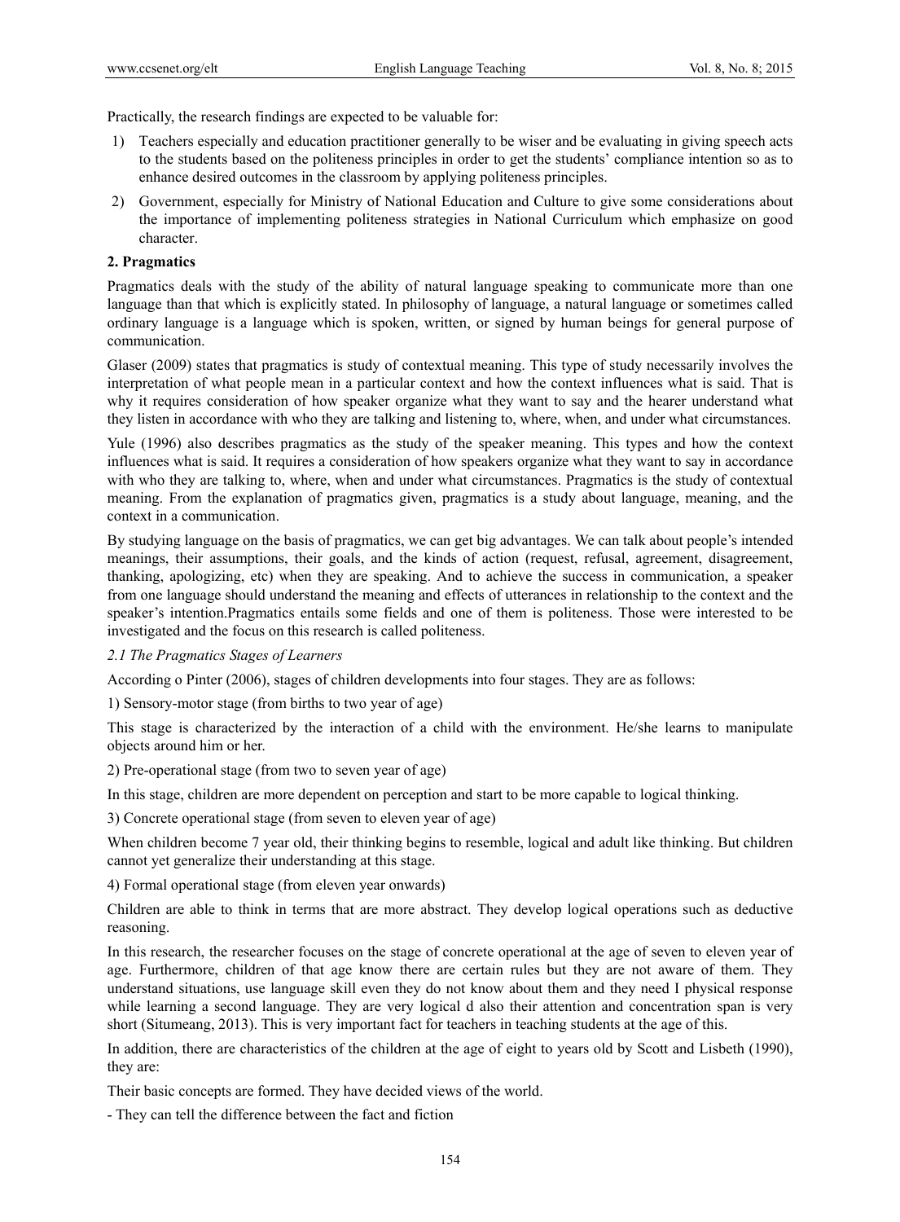Practically, the research findings are expected to be valuable for:

1) Teachers especially and education practitioner generally to be wiser and be evaluating in giving speech acts to the students based on the politeness principles in order to get the students' compliance intention so as to enhance desired outcomes in the classroom by applying politeness principles.
2) Government, especially for Ministry of National Education and Culture to give some considerations about the importance of implementing politeness strategies in National Curriculum which emphasize on good character.

## 2. Pragmatics

Pragmatics deals with the study of the ability of natural language speaking to communicate more than one language than that which is explicitly stated. In philosophy of language, a natural language or sometimes called ordinary language is a language which is spoken, written, or signed by human beings for general purpose of communication.

Glaser (2009) states that pragmatics is study of contextual meaning. This type of study necessarily involves the interpretation of what people mean in a particular context and how the context influences what is said. That is why it requires consideration of how speaker organize what they want to say and the hearer understand what they listen in accordance with who they are talking and listening to, where, when, and under what circumstances.

Yule (1996) also describes pragmatics as the study of the speaker meaning. This types and how the context influences what is said. It requires a consideration of how speakers organize what they want to say in accordance with who they are talking to, where, when and under what circumstances. Pragmatics is the study of contextual meaning. From the explanation of pragmatics given, pragmatics is a study about language, meaning, and the context in a communication.

By studying language on the basis of pragmatics, we can get big advantages. We can talk about people's intended meanings, their assumptions, their goals, and the kinds of action (request, refusal, agreement, disagreement, thanking, apologizing, etc) when they are speaking. And to achieve the success in communication, a speaker from one language should understand the meaning and effects of utterances in relationship to the context and the speaker's intention.Pragmatics entails some fields and one of them is politeness. Those were interested to be investigated and the focus on this research is called politeness.

### *2.1 The Pragmatics Stages of Learners*

According o Pinter (2006), stages of children developments into four stages. They are as follows:

1) Sensory-motor stage (from births to two year of age)

This stage is characterized by the interaction of a child with the environment. He/she learns to manipulate objects around him or her.

2) Pre-operational stage (from two to seven year of age)

In this stage, children are more dependent on perception and start to be more capable to logical thinking.

3) Concrete operational stage (from seven to eleven year of age)

When children become 7 year old, their thinking begins to resemble, logical and adult like thinking. But children cannot yet generalize their understanding at this stage.

4) Formal operational stage (from eleven year onwards)

Children are able to think in terms that are more abstract. They develop logical operations such as deductive reasoning.

In this research, the researcher focuses on the stage of concrete operational at the age of seven to eleven year of age. Furthermore, children of that age know there are certain rules but they are not aware of them. They understand situations, use language skill even they do not know about them and they need I physical response while learning a second language. They are very logical d also their attention and concentration span is very short (Situmeang, 2013). This is very important fact for teachers in teaching students at the age of this.

In addition, there are characteristics of the children at the age of eight to years old by Scott and Lisbeth (1990), they are:

Their basic concepts are formed. They have decided views of the world.

- They can tell the difference between the fact and fiction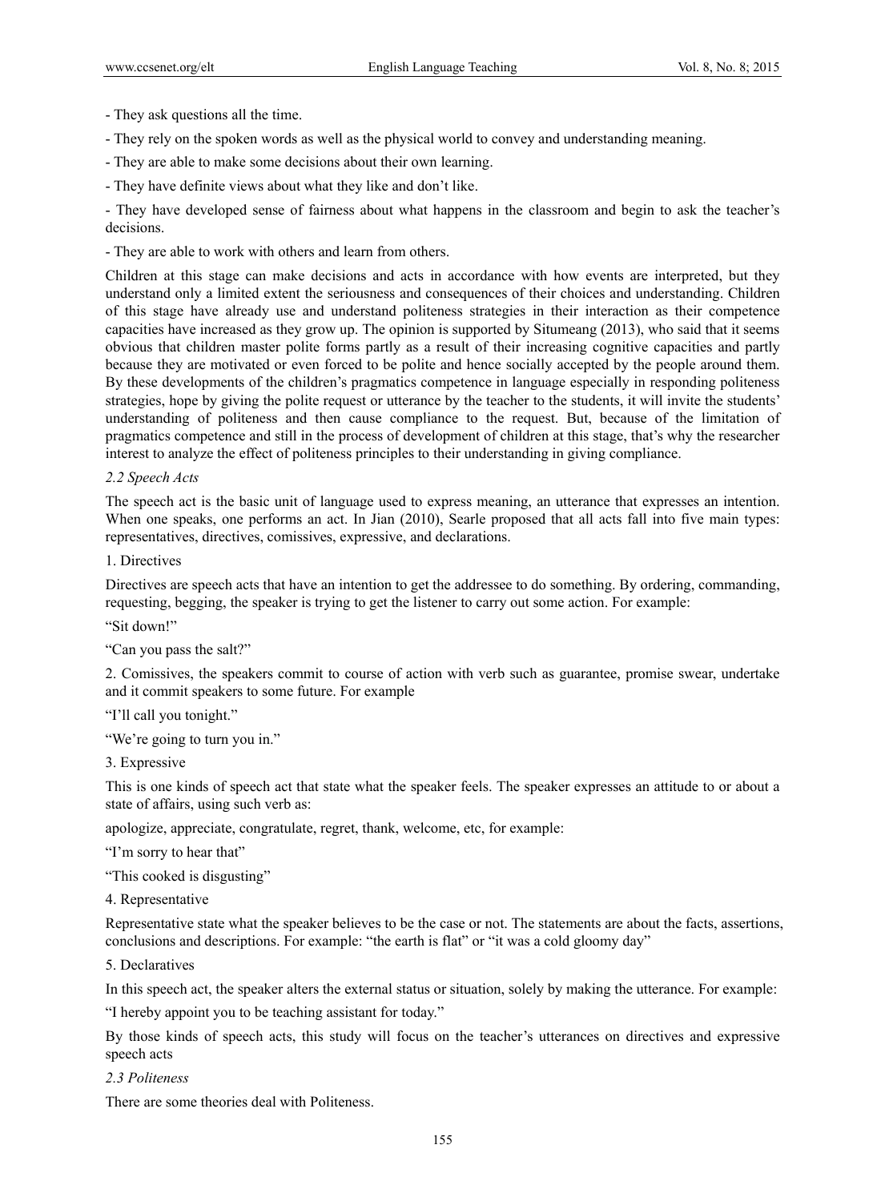- They ask questions all the time.

- They rely on the spoken words as well as the physical world to convey and understanding meaning.

- They are able to make some decisions about their own learning.

- They have definite views about what they like and don't like.

- They have developed sense of fairness about what happens in the classroom and begin to ask the teacher's decisions.

- They are able to work with others and learn from others.

Children at this stage can make decisions and acts in accordance with how events are interpreted, but they understand only a limited extent the seriousness and consequences of their choices and understanding. Children of this stage have already use and understand politeness strategies in their interaction as their competence capacities have increased as they grow up. The opinion is supported by Situmeang (2013), who said that it seems obvious that children master polite forms partly as a result of their increasing cognitive capacities and partly because they are motivated or even forced to be polite and hence socially accepted by the people around them. By these developments of the children's pragmatics competence in language especially in responding politeness strategies, hope by giving the polite request or utterance by the teacher to the students, it will invite the students' understanding of politeness and then cause compliance to the request. But, because of the limitation of pragmatics competence and still in the process of development of children at this stage, that's why the researcher interest to analyze the effect of politeness principles to their understanding in giving compliance.

### *2.2 Speech Acts*

The speech act is the basic unit of language used to express meaning, an utterance that expresses an intention. When one speaks, one performs an act. In Jian (2010), Searle proposed that all acts fall into five main types: representatives, directives, comissives, expressive, and declarations.

1. Directives

Directives are speech acts that have an intention to get the addressee to do something. By ordering, commanding, requesting, begging, the speaker is trying to get the listener to carry out some action. For example:

"Sit down!"

"Can you pass the salt?"

2. Comissives, the speakers commit to course of action with verb such as guarantee, promise swear, undertake and it commit speakers to some future. For example

"I'll call you tonight."

"We're going to turn you in."

3. Expressive

This is one kinds of speech act that state what the speaker feels. The speaker expresses an attitude to or about a state of affairs, using such verb as:

apologize, appreciate, congratulate, regret, thank, welcome, etc, for example:

"I'm sorry to hear that"

"This cooked is disgusting"

4. Representative

Representative state what the speaker believes to be the case or not. The statements are about the facts, assertions, conclusions and descriptions. For example: "the earth is flat" or "it was a cold gloomy day"

5. Declaratives

In this speech act, the speaker alters the external status or situation, solely by making the utterance. For example:

"I hereby appoint you to be teaching assistant for today."

By those kinds of speech acts, this study will focus on the teacher's utterances on directives and expressive speech acts

### *2.3 Politeness*

There are some theories deal with Politeness.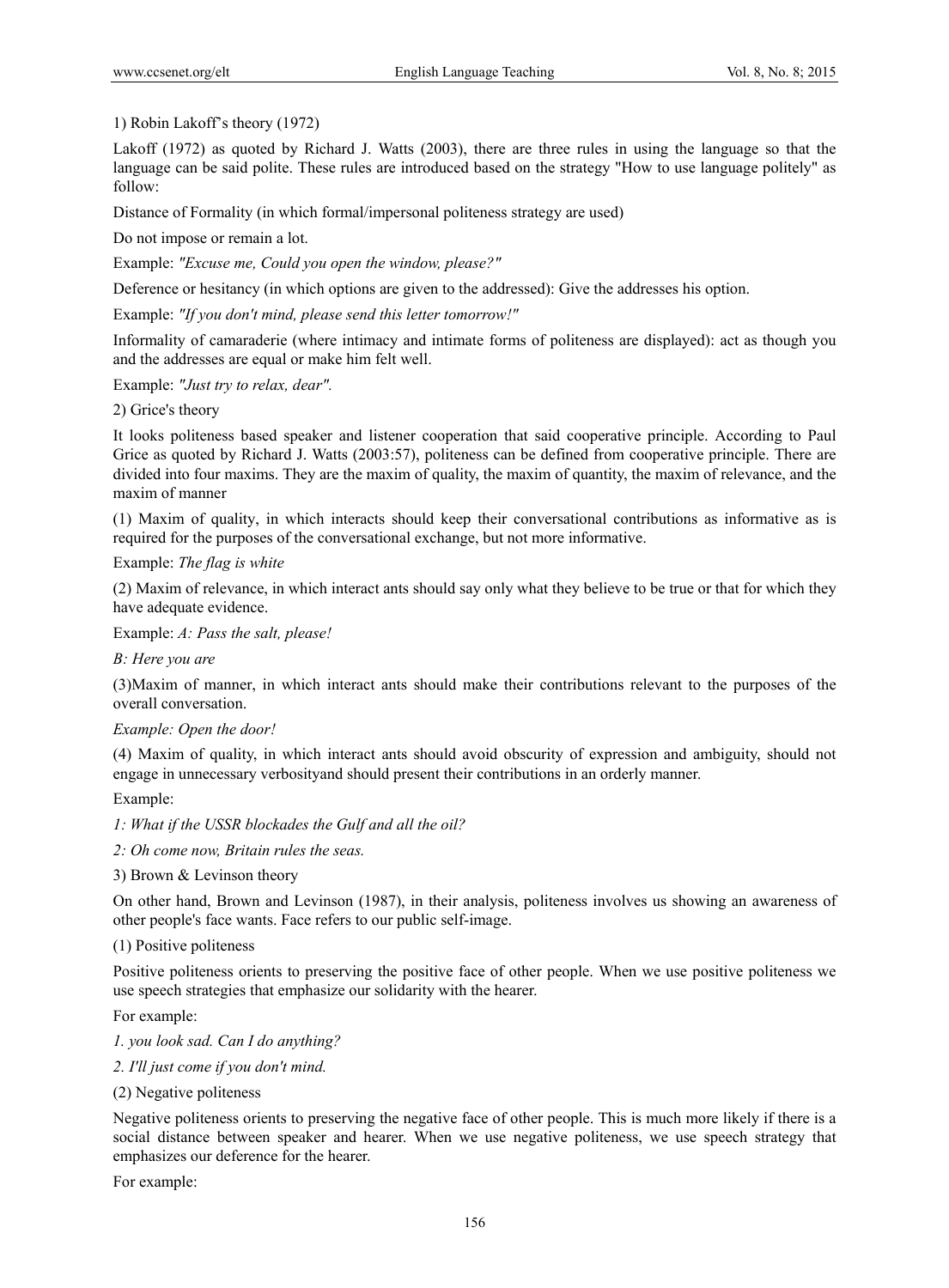1) Robin Lakoff's theory (1972)

Lakoff (1972) as quoted by Richard J. Watts (2003), there are three rules in using the language so that the language can be said polite. These rules are introduced based on the strategy "How to use language politely" as follow:

Distance of Formality (in which formal/impersonal politeness strategy are used)

Do not impose or remain a lot.

Example: *"Excuse me, Could you open the window, please?"*

Deference or hesitancy (in which options are given to the addressed): Give the addresses his option.

Example: *"If you don't mind, please send this letter tomorrow!"*

Informality of camaraderie (where intimacy and intimate forms of politeness are displayed): act as though you and the addresses are equal or make him felt well.

Example: *"Just try to relax, dear".*

2) Grice's theory

It looks politeness based speaker and listener cooperation that said cooperative principle. According to Paul Grice as quoted by Richard J. Watts (2003:57), politeness can be defined from cooperative principle. There are divided into four maxims. They are the maxim of quality, the maxim of quantity, the maxim of relevance, and the maxim of manner

(1) Maxim of quality, in which interacts should keep their conversational contributions as informative as is required for the purposes of the conversational exchange, but not more informative.

Example: *The flag is white*

(2) Maxim of relevance, in which interact ants should say only what they believe to be true or that for which they have adequate evidence.

Example: *A: Pass the salt, please!*

*B: Here you are*

(3)Maxim of manner, in which interact ants should make their contributions relevant to the purposes of the overall conversation.

*Example: Open the door!*

(4) Maxim of quality, in which interact ants should avoid obscurity of expression and ambiguity, should not engage in unnecessary verbosityand should present their contributions in an orderly manner.

Example:

*1: What if the USSR blockades the Gulf and all the oil?*

*2: Oh come now, Britain rules the seas.*

3) Brown & Levinson theory

On other hand, Brown and Levinson (1987), in their analysis, politeness involves us showing an awareness of other people's face wants. Face refers to our public self-image.

(1) Positive politeness

Positive politeness orients to preserving the positive face of other people. When we use positive politeness we use speech strategies that emphasize our solidarity with the hearer.

For example:

*1. you look sad. Can I do anything?*

*2. I'll just come if you don't mind.*

(2) Negative politeness

Negative politeness orients to preserving the negative face of other people. This is much more likely if there is a social distance between speaker and hearer. When we use negative politeness, we use speech strategy that emphasizes our deference for the hearer.

For example: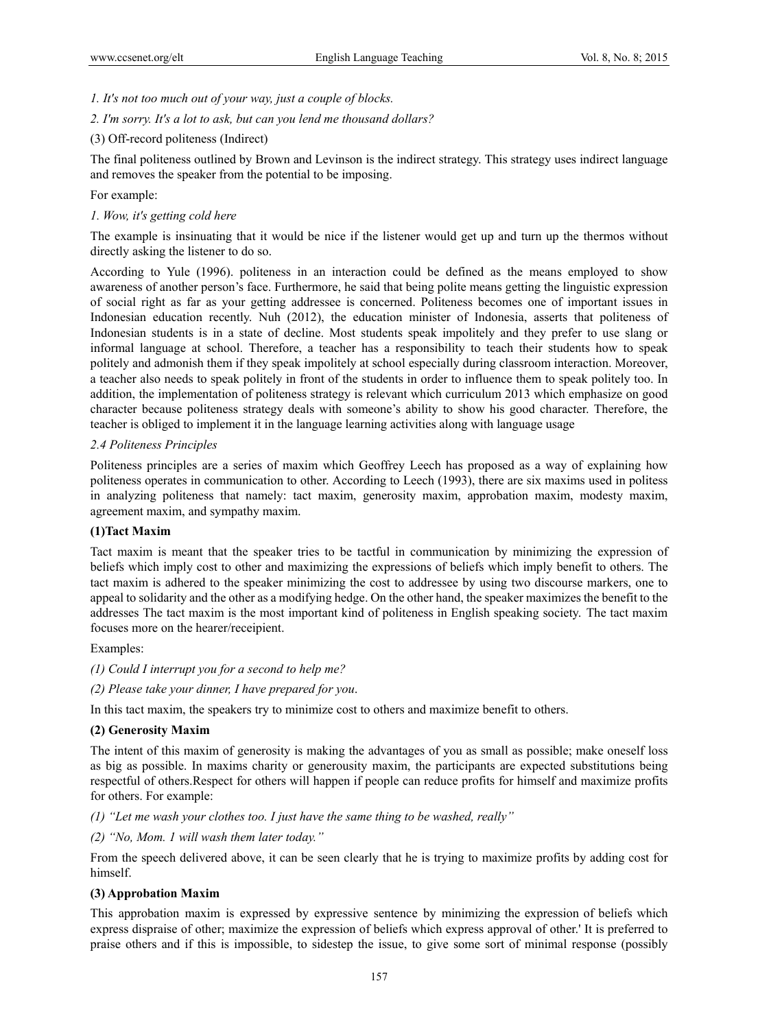*1. It's not too much out of your way, just a couple of blocks.*

*2. I'm sorry. It's a lot to ask, but can you lend me thousand dollars?*

(3) Off-record politeness (Indirect)

The final politeness outlined by Brown and Levinson is the indirect strategy. This strategy uses indirect language and removes the speaker from the potential to be imposing.

For example:

*1. Wow, it's getting cold here*

The example is insinuating that it would be nice if the listener would get up and turn up the thermos without directly asking the listener to do so.

According to Yule (1996). politeness in an interaction could be defined as the means employed to show awareness of another person's face. Furthermore, he said that being polite means getting the linguistic expression of social right as far as your getting addressee is concerned. Politeness becomes one of important issues in Indonesian education recently. Nuh (2012), the education minister of Indonesia, asserts that politeness of Indonesian students is in a state of decline. Most students speak impolitely and they prefer to use slang or informal language at school. Therefore, a teacher has a responsibility to teach their students how to speak politely and admonish them if they speak impolitely at school especially during classroom interaction. Moreover, a teacher also needs to speak politely in front of the students in order to influence them to speak politely too. In addition, the implementation of politeness strategy is relevant which curriculum 2013 which emphasize on good character because politeness strategy deals with someone's ability to show his good character. Therefore, the teacher is obliged to implement it in the language learning activities along with language usage

### *2.4 Politeness Principles*

Politeness principles are a series of maxim which Geoffrey Leech has proposed as a way of explaining how politeness operates in communication to other. According to Leech (1993), there are six maxims used in politess in analyzing politeness that namely: tact maxim, generosity maxim, approbation maxim, modesty maxim, agreement maxim, and sympathy maxim.

**(1)Tact Maxim**

Tact maxim is meant that the speaker tries to be tactful in communication by minimizing the expression of beliefs which imply cost to other and maximizing the expressions of beliefs which imply benefit to others. The tact maxim is adhered to the speaker minimizing the cost to addressee by using two discourse markers, one to appeal to solidarity and the other as a modifying hedge. On the other hand, the speaker maximizes the benefit to the addresses The tact maxim is the most important kind of politeness in English speaking society. The tact maxim focuses more on the hearer/receipient.

Examples:

*(1) Could I interrupt you for a second to help me?*

*(2) Please take your dinner, I have prepared for you*.

In this tact maxim, the speakers try to minimize cost to others and maximize benefit to others.

**(2) Generosity Maxim**

The intent of this maxim of generosity is making the advantages of you as small as possible; make oneself loss as big as possible. In maxims charity or generousity maxim, the participants are expected substitutions being respectful of others.Respect for others will happen if people can reduce profits for himself and maximize profits for others. For example:

*(1) "Let me wash your clothes too. I just have the same thing to be washed, really"*

*(2) "No, Mom. 1 will wash them later today."*

From the speech delivered above, it can be seen clearly that he is trying to maximize profits by adding cost for himself.

**(3) Approbation Maxim**

This approbation maxim is expressed by expressive sentence by minimizing the expression of beliefs which express dispraise of other; maximize the expression of beliefs which express approval of other.' It is preferred to praise others and if this is impossible, to sidestep the issue, to give some sort of minimal response (possibly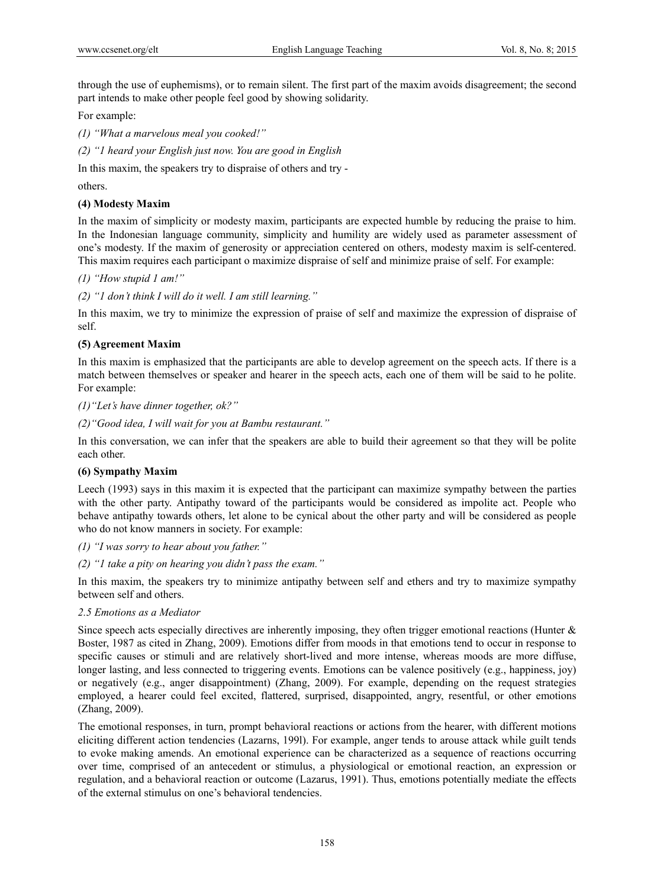through the use of euphemisms), or to remain silent. The first part of the maxim avoids disagreement; the second part intends to make other people feel good by showing solidarity.

For example:

*(1) "What a marvelous meal you cooked!"*

*(2) "1 heard your English just now. You are good in English*

In this maxim, the speakers try to dispraise of others and try -

others.

**(4) Modesty Maxim**

In the maxim of simplicity or modesty maxim, participants are expected humble by reducing the praise to him. In the Indonesian language community, simplicity and humility are widely used as parameter assessment of one's modesty. If the maxim of generosity or appreciation centered on others, modesty maxim is self-centered. This maxim requires each participant o maximize dispraise of self and minimize praise of self. For example:

*(1) "How stupid 1 am!"*

*(2) "1 don't think I will do it well. I am still learning."*

In this maxim, we try to minimize the expression of praise of self and maximize the expression of dispraise of self.

**(5) Agreement Maxim**

In this maxim is emphasized that the participants are able to develop agreement on the speech acts. If there is a match between themselves or speaker and hearer in the speech acts, each one of them will be said to he polite. For example:

*(1)"Let's have dinner together, ok?"*

*(2)"Good idea, I will wait for you at Bambu restaurant."*

In this conversation, we can infer that the speakers are able to build their agreement so that they will be polite each other.

**(6) Sympathy Maxim**

Leech (1993) says in this maxim it is expected that the participant can maximize sympathy between the parties with the other party. Antipathy toward of the participants would be considered as impolite act. People who behave antipathy towards others, let alone to be cynical about the other party and will be considered as people who do not know manners in society. For example:

*(1) "I was sorry to hear about you father."*

*(2) "1 take a pity on hearing you didn't pass the exam."*

In this maxim, the speakers try to minimize antipathy between self and ethers and try to maximize sympathy between self and others.

### *2.5 Emotions as a Mediator*

Since speech acts especially directives are inherently imposing, they often trigger emotional reactions (Hunter & Boster, 1987 as cited in Zhang, 2009). Emotions differ from moods in that emotions tend to occur in response to specific causes or stimuli and are relatively short-lived and more intense, whereas moods are more diffuse, longer lasting, and less connected to triggering events. Emotions can be valence positively (e.g., happiness, joy) or negatively (e.g., anger disappointment) (Zhang, 2009). For example, depending on the request strategies employed, a hearer could feel excited, flattered, surprised, disappointed, angry, resentful, or other emotions (Zhang, 2009).

The emotional responses, in turn, prompt behavioral reactions or actions from the hearer, with different motions eliciting different action tendencies (Lazarns, 199l). For example, anger tends to arouse attack while guilt tends to evoke making amends. An emotional experience can be characterized as a sequence of reactions occurring over time, comprised of an antecedent or stimulus, a physiological or emotional reaction, an expression or regulation, and a behavioral reaction or outcome (Lazarus, 1991). Thus, emotions potentially mediate the effects of the external stimulus on one's behavioral tendencies.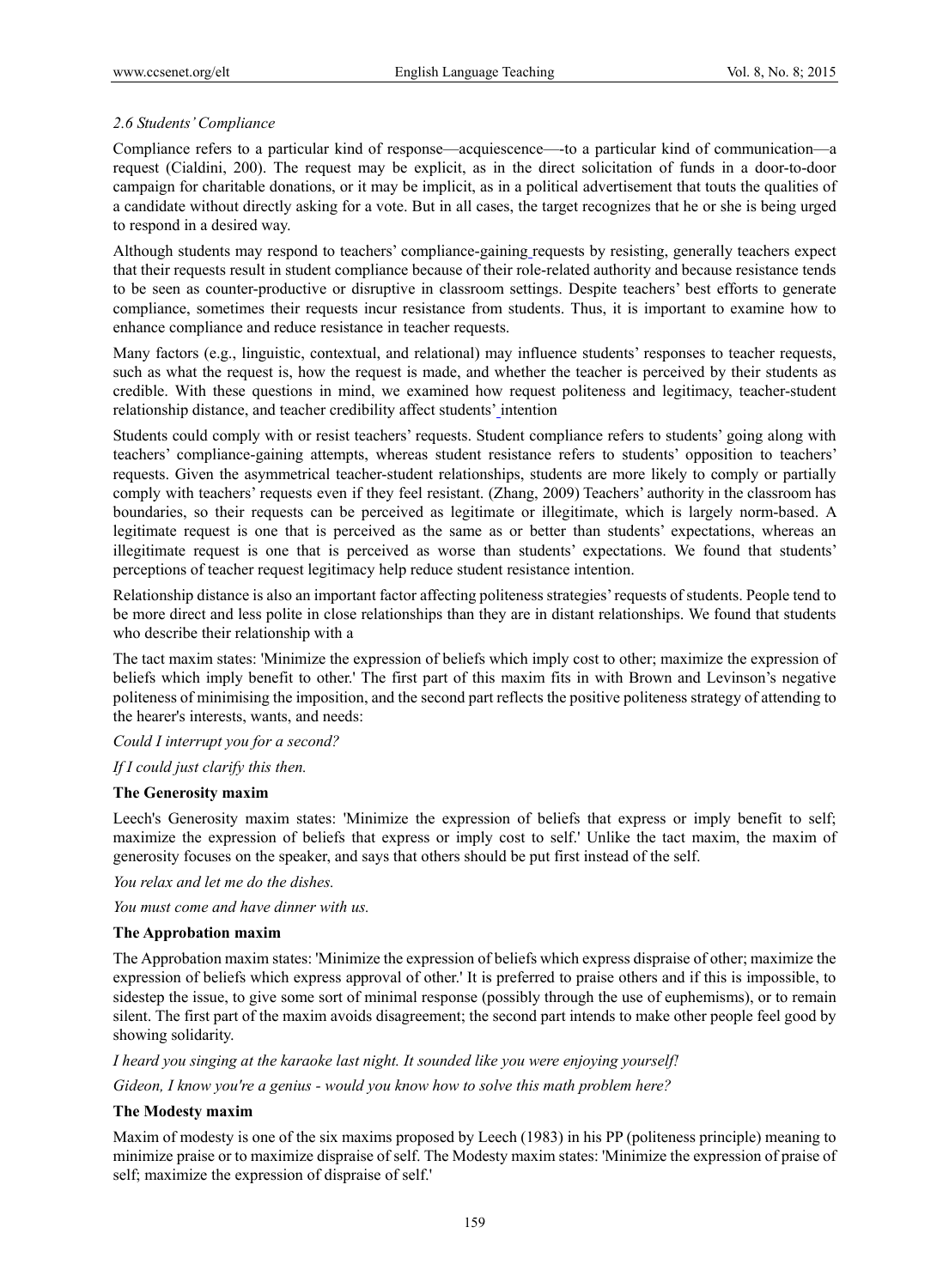### *2.6 Students' Compliance*

Compliance refers to a particular kind of response—acquiescence—-to a particular kind of communication—a request (Cialdini, 200). The request may be explicit, as in the direct solicitation of funds in a door-to-door campaign for charitable donations, or it may be implicit, as in a political advertisement that touts the qualities of a candidate without directly asking for a vote. But in all cases, the target recognizes that he or she is being urged to respond in a desired way.

Although students may respond to teachers' compliance-gaining requests by resisting, generally teachers expect that their requests result in student compliance because of their role-related authority and because resistance tends to be seen as counter-productive or disruptive in classroom settings. Despite teachers' best efforts to generate compliance, sometimes their requests incur resistance from students. Thus, it is important to examine how to enhance compliance and reduce resistance in teacher requests.

Many factors (e.g., linguistic, contextual, and relational) may influence students' responses to teacher requests, such as what the request is, how the request is made, and whether the teacher is perceived by their students as credible. With these questions in mind, we examined how request politeness and legitimacy, teacher-student relationship distance, and teacher credibility affect students' intention

Students could comply with or resist teachers' requests. Student compliance refers to students' going along with teachers' compliance-gaining attempts, whereas student resistance refers to students' opposition to teachers' requests. Given the asymmetrical teacher-student relationships, students are more likely to comply or partially comply with teachers' requests even if they feel resistant. (Zhang, 2009) Teachers' authority in the classroom has boundaries, so their requests can be perceived as legitimate or illegitimate, which is largely norm-based. A legitimate request is one that is perceived as the same as or better than students' expectations, whereas an illegitimate request is one that is perceived as worse than students' expectations. We found that students' perceptions of teacher request legitimacy help reduce student resistance intention.

Relationship distance is also an important factor affecting politeness strategies' requests of students. People tend to be more direct and less polite in close relationships than they are in distant relationships. We found that students who describe their relationship with a

The tact maxim states: 'Minimize the expression of beliefs which imply cost to other; maximize the expression of beliefs which imply benefit to other.' The first part of this maxim fits in with Brown and Levinson's negative politeness of minimising the imposition, and the second part reflects the positive politeness strategy of attending to the hearer's interests, wants, and needs:

*Could I interrupt you for a second?*

*If I could just clarify this then.*

**The Generosity maxim**

Leech's Generosity maxim states: 'Minimize the expression of beliefs that express or imply benefit to self; maximize the expression of beliefs that express or imply cost to self.' Unlike the tact maxim, the maxim of generosity focuses on the speaker, and says that others should be put first instead of the self.

*You relax and let me do the dishes.*

*You must come and have dinner with us.*

**The Approbation maxim**

The Approbation maxim states: 'Minimize the expression of beliefs which express dispraise of other; maximize the expression of beliefs which express approval of other.' It is preferred to praise others and if this is impossible, to sidestep the issue, to give some sort of minimal response (possibly through the use of euphemisms), or to remain silent. The first part of the maxim avoids disagreement; the second part intends to make other people feel good by showing solidarity.

*I heard you singing at the karaoke last night. It sounded like you were enjoying yourself!*

*Gideon, I know you're a genius - would you know how to solve this math problem here?*

**The Modesty maxim**

Maxim of modesty is one of the six maxims proposed by Leech (1983) in his PP (politeness principle) meaning to minimize praise or to maximize dispraise of self. The Modesty maxim states: 'Minimize the expression of praise of self; maximize the expression of dispraise of self.'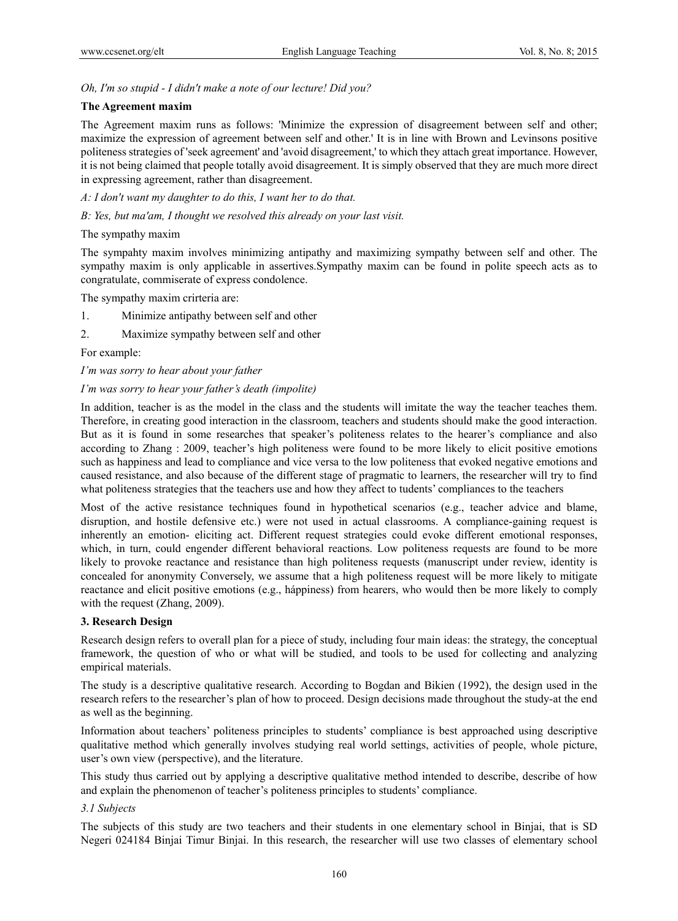*Oh, I'm so stupid - I didn't make a note of our lecture! Did you?*

**The Agreement maxim**

The Agreement maxim runs as follows: 'Minimize the expression of disagreement between self and other; maximize the expression of agreement between self and other.' It is in line with Brown and Levinsons positive politeness strategies of 'seek agreement' and 'avoid disagreement,' to which they attach great importance. However, it is not being claimed that people totally avoid disagreement. It is simply observed that they are much more direct in expressing agreement, rather than disagreement.

*A: I don't want my daughter to do this, I want her to do that.*

*B: Yes, but ma'am, I thought we resolved this already on your last visit.*

The sympathy maxim

The sympahty maxim involves minimizing antipathy and maximizing sympathy between self and other. The sympathy maxim is only applicable in assertives.Sympathy maxim can be found in polite speech acts as to congratulate, commiserate of express condolence.

The sympathy maxim crirteria are:

1. Minimize antipathy between self and other
2. Maximize sympathy between self and other

For example:

*I'm was sorry to hear about your father*

*I'm was sorry to hear your father's death (impolite)*

In addition, teacher is as the model in the class and the students will imitate the way the teacher teaches them. Therefore, in creating good interaction in the classroom, teachers and students should make the good interaction. But as it is found in some researches that speaker's politeness relates to the hearer's compliance and also according to Zhang : 2009, teacher's high politeness were found to be more likely to elicit positive emotions such as happiness and lead to compliance and vice versa to the low politeness that evoked negative emotions and caused resistance, and also because of the different stage of pragmatic to learners, the researcher will try to find what politeness strategies that the teachers use and how they affect to tudents' compliances to the teachers

Most of the active resistance techniques found in hypothetical scenarios (e.g., teacher advice and blame, disruption, and hostile defensive etc.) were not used in actual classrooms. A compliance-gaining request is inherently an emotion- eliciting act. Different request strategies could evoke different emotional responses, which, in turn, could engender different behavioral reactions. Low politeness requests are found to be more likely to provoke reactance and resistance than high politeness requests (manuscript under review, identity is concealed for anonymity Conversely, we assume that a high politeness request will be more likely to mitigate reactance and elicit positive emotions (e.g., háppiness) from hearers, who would then be more likely to comply with the request (Zhang, 2009).

## 3. Research Design

Research design refers to overall plan for a piece of study, including four main ideas: the strategy, the conceptual framework, the question of who or what will be studied, and tools to be used for collecting and analyzing empirical materials.

The study is a descriptive qualitative research. According to Bogdan and Bikien (1992), the design used in the research refers to the researcher's plan of how to proceed. Design decisions made throughout the study-at the end as well as the beginning.

Information about teachers' politeness principles to students' compliance is best approached using descriptive qualitative method which generally involves studying real world settings, activities of people, whole picture, user's own view (perspective), and the literature.

This study thus carried out by applying a descriptive qualitative method intended to describe, describe of how and explain the phenomenon of teacher's politeness principles to students' compliance.

### *3.1 Subjects*

The subjects of this study are two teachers and their students in one elementary school in Binjai, that is SD Negeri 024184 Binjai Timur Binjai. In this research, the researcher will use two classes of elementary school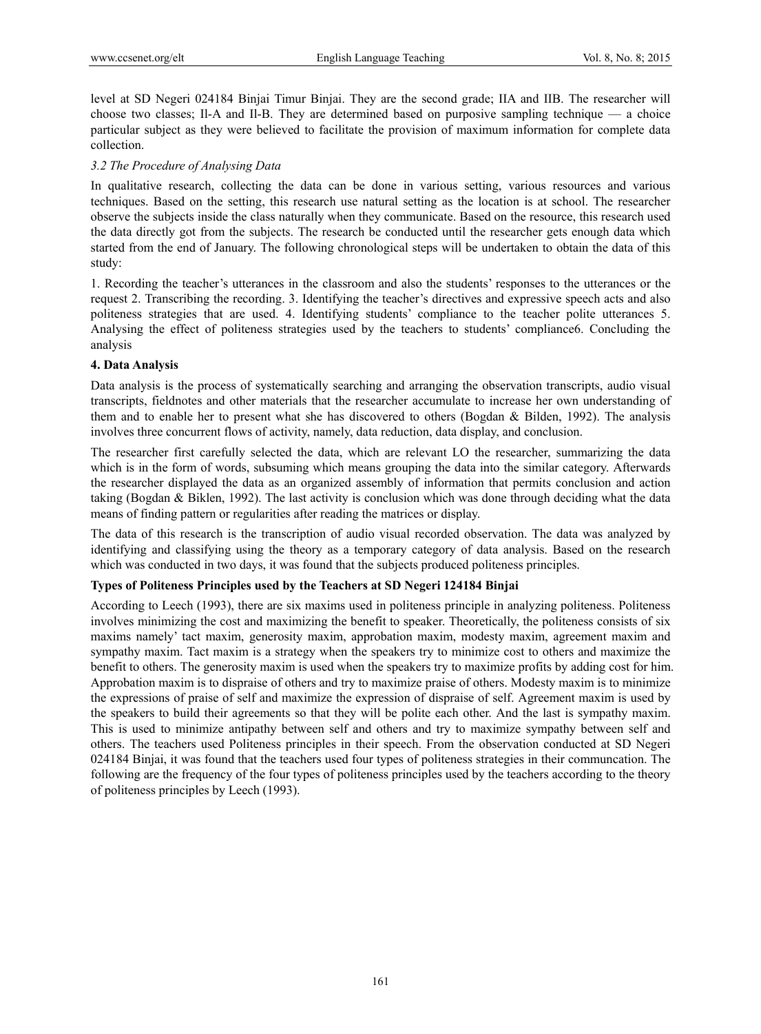level at SD Negeri 024184 Binjai Timur Binjai. They are the second grade; IIA and IIB. The researcher will choose two classes; Il-A and Il-B. They are determined based on purposive sampling technique — a choice particular subject as they were believed to facilitate the provision of maximum information for complete data collection.

### *3.2 The Procedure of Analysing Data*

In qualitative research, collecting the data can be done in various setting, various resources and various techniques. Based on the setting, this research use natural setting as the location is at school. The researcher observe the subjects inside the class naturally when they communicate. Based on the resource, this research used the data directly got from the subjects. The research be conducted until the researcher gets enough data which started from the end of January. The following chronological steps will be undertaken to obtain the data of this study:

1. Recording the teacher's utterances in the classroom and also the students' responses to the utterances or the request 2. Transcribing the recording. 3. Identifying the teacher's directives and expressive speech acts and also politeness strategies that are used. 4. Identifying students' compliance to the teacher polite utterances 5. Analysing the effect of politeness strategies used by the teachers to students' compliance6. Concluding the analysis

## 4. Data Analysis

Data analysis is the process of systematically searching and arranging the observation transcripts, audio visual transcripts, fieldnotes and other materials that the researcher accumulate to increase her own understanding of them and to enable her to present what she has discovered to others (Bogdan & Bilden, 1992). The analysis involves three concurrent flows of activity, namely, data reduction, data display, and conclusion.

The researcher first carefully selected the data, which are relevant LO the researcher, summarizing the data which is in the form of words, subsuming which means grouping the data into the similar category. Afterwards the researcher displayed the data as an organized assembly of information that permits conclusion and action taking (Bogdan & Biklen, 1992). The last activity is conclusion which was done through deciding what the data means of finding pattern or regularities after reading the matrices or display.

The data of this research is the transcription of audio visual recorded observation. The data was analyzed by identifying and classifying using the theory as a temporary category of data analysis. Based on the research which was conducted in two days, it was found that the subjects produced politeness principles.

### Types of Politeness Principles used by the Teachers at SD Negeri 124184 Binjai

According to Leech (1993), there are six maxims used in politeness principle in analyzing politeness. Politeness involves minimizing the cost and maximizing the benefit to speaker. Theoretically, the politeness consists of six maxims namely' tact maxim, generosity maxim, approbation maxim, modesty maxim, agreement maxim and sympathy maxim. Tact maxim is a strategy when the speakers try to minimize cost to others and maximize the benefit to others. The generosity maxim is used when the speakers try to maximize profits by adding cost for him. Approbation maxim is to dispraise of others and try to maximize praise of others. Modesty maxim is to minimize the expressions of praise of self and maximize the expression of dispraise of self. Agreement maxim is used by the speakers to build their agreements so that they will be polite each other. And the last is sympathy maxim. This is used to minimize antipathy between self and others and try to maximize sympathy between self and others. The teachers used Politeness principles in their speech. From the observation conducted at SD Negeri 024184 Binjai, it was found that the teachers used four types of politeness strategies in their communcation. The following are the frequency of the four types of politeness principles used by the teachers according to the theory of politeness principles by Leech (1993).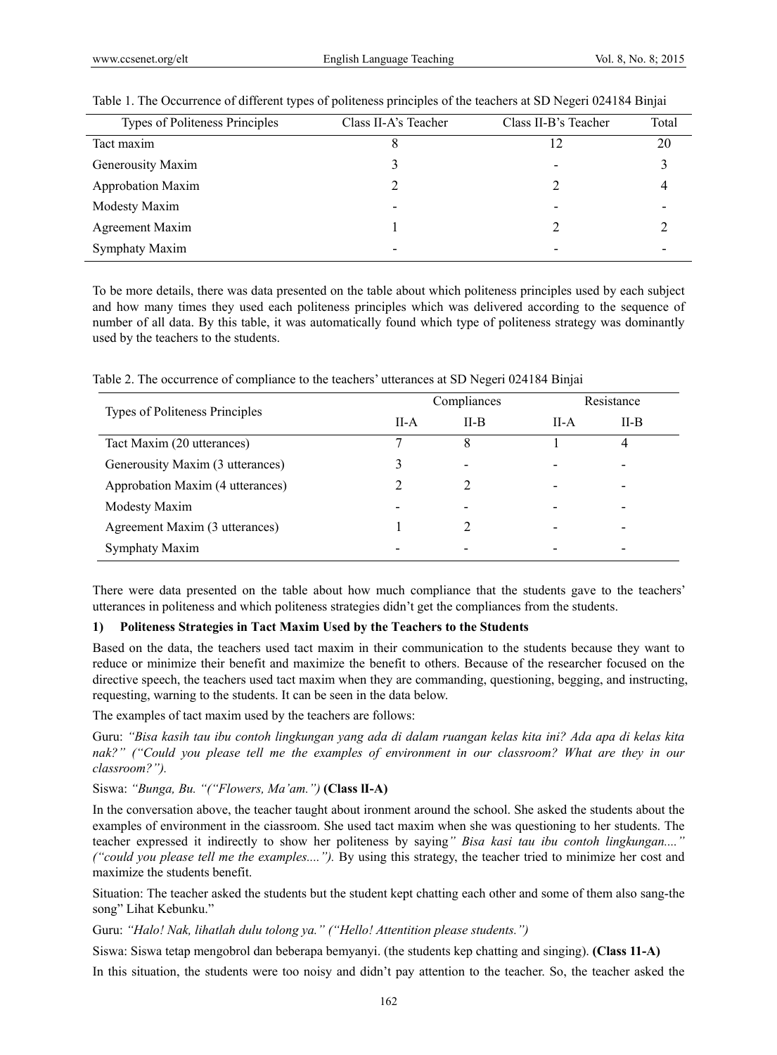Table 1. The Occurrence of different types of politeness principles of the teachers at SD Negeri 024184 Binjai

| Types of Politeness Principles | Class II-A's Teacher | Class II-B's Teacher | Total |
|---|---|---|---|
| Tact maxim | 8 | 12 | 20 |
| Generousity Maxim | 3 | - | 3 |
| Approbation Maxim | 2 | 2 | 4 |
| Modesty Maxim | - | - | - |
| Agreement Maxim | 1 | 2 | 2 |
| Symphaty Maxim | - | - | - |

To be more details, there was data presented on the table about which politeness principles used by each subject and how many times they used each politeness principles which was delivered according to the sequence of number of all data. By this table, it was automatically found which type of politeness strategy was dominantly used by the teachers to the students.

Table 2. The occurrence of compliance to the teachers' utterances at SD Negeri 024184 Binjai

| Types of Politeness Principles | Compliances | | Resistance | |
|---|---|---|---|---|
| | II-A | II-B | II-A | II-B |
| Tact Maxim (20 utterances) | 7 | 8 | 1 | 4 |
| Generousity Maxim (3 utterances) | 3 | - | - | - |
| Approbation Maxim (4 utterances) | 2 | 2 | - | - |
| Modesty Maxim | - | - | - | - |
| Agreement Maxim (3 utterances) | 1 | 2 | - | - |
| Symphaty Maxim | - | - | - | - |

There were data presented on the table about how much compliance that the students gave to the teachers' utterances in politeness and which politeness strategies didn't get the compliances from the students.

**1) Politeness Strategies in Tact Maxim Used by the Teachers to the Students**

Based on the data, the teachers used tact maxim in their communication to the students because they want to reduce or minimize their benefit and maximize the benefit to others. Because of the researcher focused on the directive speech, the teachers used tact maxim when they are commanding, questioning, begging, and instructing, requesting, warning to the students. It can be seen in the data below.

The examples of tact maxim used by the teachers are follows:

Guru: *"Bisa kasih tau ibu contoh lingkungan yang ada di dalam ruangan kelas kita ini? Ada apa di kelas kita nak?" ("Could you please tell me the examples of environment in our classroom? What are they in our classroom?").*

Siswa: *"Bunga, Bu. "("Flowers, Ma'am.")* **(Class II-A)**

In the conversation above, the teacher taught about ironment around the school. She asked the students about the examples of environment in the ciassroom. She used tact maxim when she was questioning to her students. The teacher expressed it indirectly to show her politeness by saying*" Bisa kasi tau ibu contoh lingkungan...." ("could you please tell me the examples....").* By using this strategy, the teacher tried to minimize her cost and maximize the students benefit.

Situation: The teacher asked the students but the student kept chatting each other and some of them also sang-the song" Lihat Kebunku."

Guru: *"Halo! Nak, lihatlah dulu tolong ya." ("Hello! Attentition please students.")*

Siswa: Siswa tetap mengobrol dan beberapa bemyanyi. (the students kep chatting and singing). **(Class 11-A)**

In this situation, the students were too noisy and didn't pay attention to the teacher. So, the teacher asked the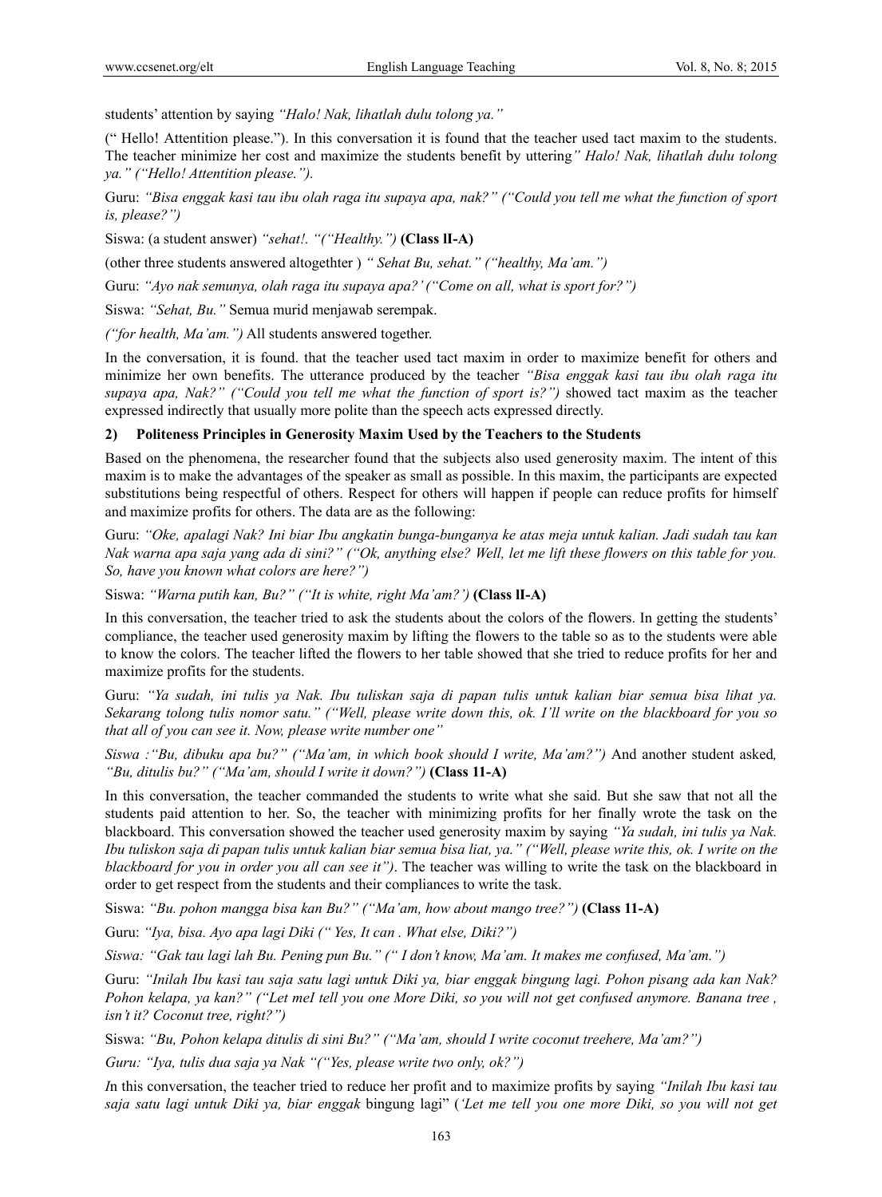students' attention by saying *"Halo! Nak, lihatlah dulu tolong ya."*

(" Hello! Attentition please."). In this conversation it is found that the teacher used tact maxim to the students. The teacher minimize her cost and maximize the students benefit by uttering*" Halo! Nak, lihatlah dulu tolong ya." ("Hello! Attentition please.").*

Guru: *"Bisa enggak kasi tau ibu olah raga itu supaya apa, nak?" ("Could you tell me what the function of sport is, please?")*

Siswa: (a student answer) *"sehat!. "("Healthy.")* **(Class lI-A)**

(other three students answered altogethter ) *" Sehat Bu, sehat." ("healthy, Ma'am.")*

Guru: *"Ayo nak semunya, olah raga itu supaya apa?' ("Come on all, what is sport for?")*

Siswa: *"Sehat, Bu."* Semua murid menjawab serempak.

*("for health, Ma'am.")* All students answered together.

In the conversation, it is found. that the teacher used tact maxim in order to maximize benefit for others and minimize her own benefits. The utterance produced by the teacher *"Bisa enggak kasi tau ibu olah raga itu supaya apa, Nak?" ("Could you tell me what the function of sport is?")* showed tact maxim as the teacher expressed indirectly that usually more polite than the speech acts expressed directly.

**2) Politeness Principles in Generosity Maxim Used by the Teachers to the Students**

Based on the phenomena, the researcher found that the subjects also used generosity maxim. The intent of this maxim is to make the advantages of the speaker as small as possible. In this maxim, the participants are expected substitutions being respectful of others. Respect for others will happen if people can reduce profits for himself and maximize profits for others. The data are as the following:

Guru: *"Oke, apalagi Nak? Ini biar Ibu angkatin bunga-bunganya ke atas meja untuk kalian. Jadi sudah tau kan Nak warna apa saja yang ada di sini?" ("Ok, anything else? Well, let me lift these flowers on this table for you. So, have you known what colors are here?")*

Siswa: *"Warna putih kan, Bu?" ("It is white, right Ma'am?')* **(Class lI-A)**

In this conversation, the teacher tried to ask the students about the colors of the flowers. In getting the students' compliance, the teacher used generosity maxim by lifting the flowers to the table so as to the students were able to know the colors. The teacher lifted the flowers to her table showed that she tried to reduce profits for her and maximize profits for the students.

Guru: *"Ya sudah, ini tulis ya Nak. Ibu tuliskan saja di papan tulis untuk kalian biar semua bisa lihat ya. Sekarang tolong tulis nomor satu." ("Well, please write down this, ok. I'll write on the blackboard for you so that all of you can see it. Now, please write number one"*

*Siswa :"Bu, dibuku apa bu?" ("Ma'am, in which book should I write, Ma'am?")* And another student asked*, "Bu, ditulis bu?" ("Ma'am, should I write it down?")* **(Class 11-A)**

In this conversation, the teacher commanded the students to write what she said. But she saw that not all the students paid attention to her. So, the teacher with minimizing profits for her finally wrote the task on the blackboard. This conversation showed the teacher used generosity maxim by saying *"Ya sudah, ini tulis ya Nak. Ibu tuliskon saja di papan tulis untuk kalian biar semua bisa liat, ya." ("Well, please write this, ok. I write on the blackboard for you in order you all can see it")*. The teacher was willing to write the task on the blackboard in order to get respect from the students and their compliances to write the task.

Siswa: *"Bu. pohon mangga bisa kan Bu?" ("Ma'am, how about mango tree?")* **(Class 11-A)**

Guru: *"Iya, bisa. Ayo apa lagi Diki (" Yes, It can . What else, Diki?")*

*Siswa: "Gak tau lagi lah Bu. Pening pun Bu." (" I don't know, Ma'am. It makes me confused, Ma'am.")*

Guru: *"Inilah Ibu kasi tau saja satu lagi untuk Diki ya, biar enggak bingung lagi. Pohon pisang ada kan Nak? Pohon kelapa, ya kan?" ("Let meI tell you one More Diki, so you will not get confused anymore. Banana tree , isn't it? Coconut tree, right?")*

Siswa: *"Bu, Pohon kelapa ditulis di sini Bu?" ("Ma'am, should I write coconut treehere, Ma'am?")*

*Guru: "Iya, tulis dua saja ya Nak "("Yes, please write two only, ok?")*

*I*n this conversation, the teacher tried to reduce her profit and to maximize profits by saying *"Inilah Ibu kasi tau saja satu lagi untuk Diki ya, biar enggak* bingung lagi" (*'Let me tell you one more Diki, so you will not get*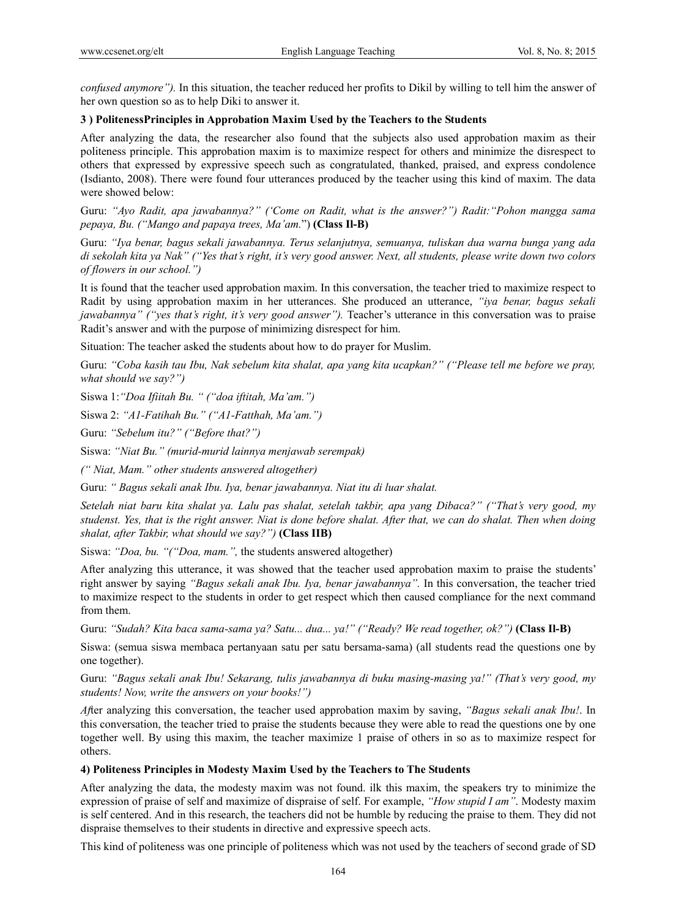*confused anymore").* In this situation, the teacher reduced her profits to Dikil by willing to tell him the answer of her own question so as to help Diki to answer it.

**3 ) PolitenessPrinciples in Approbation Maxim Used by the Teachers to the Students**

After analyzing the data, the researcher also found that the subjects also used approbation maxim as their politeness principle. This approbation maxim is to maximize respect for others and minimize the disrespect to others that expressed by expressive speech such as congratulated, thanked, praised, and express condolence (Isdianto, 2008). There were found four utterances produced by the teacher using this kind of maxim. The data were showed below:

Guru: *"Ayo Radit, apa jawabannya?" ('Come on Radit, what is the answer?") Radit:"Pohon mangga sama pepaya, Bu. ("Mango and papaya trees, Ma'am.*") **(Class Il-B)**

Guru: *"Iya benar, bagus sekali jawabannya. Terus selanjutnya, semuanya, tuliskan dua warna bunga yang ada di sekolah kita ya Nak" ("Yes that's right, it's very good answer. Next, all students, please write down two colors of flowers in our school.")*

It is found that the teacher used approbation maxim. In this conversation, the teacher tried to maximize respect to Radit by using approbation maxim in her utterances. She produced an utterance, *"iya benar, bagus sekali jawabannya" ("yes that's right, it's very good answer").* Teacher's utterance in this conversation was to praise Radit's answer and with the purpose of minimizing disrespect for him.

Situation: The teacher asked the students about how to do prayer for Muslim.

Guru: *"Coba kasih tau Ibu, Nak sebelum kita shalat, apa yang kita ucapkan?" ("Please tell me before we pray, what should we say?")*

Siswa 1:*"Doa Ifiitah Bu. " ("doa iftitah, Ma'am.")*

Siswa 2: *"A1-Fatihah Bu." ("A1-Fatthah, Ma'am.")*

Guru: *"Sebelum itu?" ("Before that?")*

Siswa: *"Niat Bu." (murid-murid lainnya menjawab serempak)*

*(" Niat, Mam." other students answered altogether)*

Guru: *" Bagus sekali anak Ibu. Iya, benar jawabannya. Niat itu di luar shalat.*

*Setelah niat baru kita shalat ya. Lalu pas shalat, setelah takbir, apa yang Dibaca?" ("That's very good, my studenst. Yes, that is the right answer. Niat is done before shalat. After that, we can do shalat. Then when doing shalat, after Takbir, what should we say?")* **(Class IIB)**

Siswa: *"Doa, bu. "("Doa, mam.",* the students answered altogether)

After analyzing this utterance, it was showed that the teacher used approbation maxim to praise the students' right answer by saying *"Bagus sekali anak Ibu. Iya, benar jawabannya".* In this conversation, the teacher tried to maximize respect to the students in order to get respect which then caused compliance for the next command from them.

Guru: *"Sudah? Kita baca sama-sama ya? Satu... dua... ya!" ("Ready? We read together, ok?")* **(Class Il-B)**

Siswa: (semua siswa membaca pertanyaan satu per satu bersama-sama) (all students read the questions one by one together).

Guru: *"Bagus sekali anak Ibu! Sekarang, tulis jawabannya di buku masing-masing ya!" (That's very good, my students! Now, write the answers on your books!")*

*Af*ter analyzing this conversation, the teacher used approbation maxim by saving, *"Bagus sekali anak Ibu!*. In this conversation, the teacher tried to praise the students because they were able to read the questions one by one together well. By using this maxim, the teacher maximize 1 praise of others in so as to maximize respect for others.

**4) Politeness Principles in Modesty Maxim Used by the Teachers to The Students**

After analyzing the data, the modesty maxim was not found. ilk this maxim, the speakers try to minimize the expression of praise of self and maximize of dispraise of self. For example, *"How stupid I am"*. Modesty maxim is self centered. And in this research, the teachers did not be humble by reducing the praise to them. They did not dispraise themselves to their students in directive and expressive speech acts.

This kind of politeness was one principle of politeness which was not used by the teachers of second grade of SD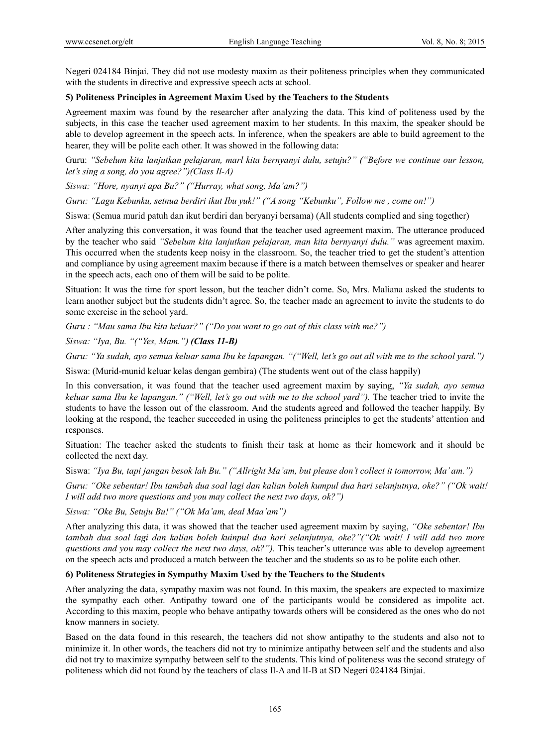Negeri 024184 Binjai. They did not use modesty maxim as their politeness principles when they communicated with the students in directive and expressive speech acts at school.

**5) Politeness Principles in Agreement Maxim Used by the Teachers to the Students**

Agreement maxim was found by the researcher after analyzing the data. This kind of politeness used by the subjects, in this case the teacher used agreement maxim to her students. In this maxim, the speaker should be able to develop agreement in the speech acts. In inference, when the speakers are able to build agreement to the hearer, they will be polite each other. It was showed in the following data:

Guru: *"Sebelum kita lanjutkan pelajaran, marl kita bernyanyi dulu, setuju?" ("Before we continue our lesson, let's sing a song, do you agree?")(Class Il-A)*

*Siswa: "Hore, nyanyi apa Bu?" ("Hurray, what song, Ma'am?")*

*Guru: "Lagu Kebunku, setnua berdiri ikut Ibu yuk!" ("A song "Kebunku", Follow me , come on!")*

Siswa: (Semua murid patuh dan ikut berdiri dan beryanyi bersama) (All students complied and sing together)

After analyzing this conversation, it was found that the teacher used agreement maxim. The utterance produced by the teacher who said *"Sebelum kita lanjutkan pelajaran, man kita bernyanyi dulu."* was agreement maxim. This occurred when the students keep noisy in the classroom. So, the teacher tried to get the student's attention and compliance by using agreement maxim because if there is a match between themselves or speaker and hearer in the speech acts, each ono of them will be said to be polite.

Situation: It was the time for sport lesson, but the teacher didn't come. So, Mrs. Maliana asked the students to learn another subject but the students didn't agree. So, the teacher made an agreement to invite the students to do some exercise in the school yard.

*Guru : "Mau sama Ibu kita keluar?" ("Do you want to go out of this class with me?")*

*Siswa: "Iya, Bu. "("Yes, Mam.")* ***(Class 11-B)***

*Guru: "Ya sudah, ayo semua keluar sama Ibu ke lapangan. "("Well, let's go out all with me to the school yard.")*

Siswa: (Murid-munid keluar kelas dengan gembira) (The students went out of the class happily)

In this conversation, it was found that the teacher used agreement maxim by saying, *"Ya sudah, ayo semua keluar sama Ibu ke lapangan." ("Well, let's go out with me to the school yard").* The teacher tried to invite the students to have the lesson out of the classroom. And the students agreed and followed the teacher happily. By looking at the respond, the teacher succeeded in using the politeness principles to get the students' attention and responses.

Situation: The teacher asked the students to finish their task at home as their homework and it should be collected the next day.

Siswa: *"Iya Bu, tapi jangan besok lah Bu." ("Allright Ma'am, but please don't collect it tomorrow, Ma' am.")*

*Guru: "Oke sebentar! Ibu tambah dua soal lagi dan kalian boleh kumpul dua hari selanjutnya, oke?" ("Ok wait! I will add two more questions and you may collect the next two days, ok?")*

*Siswa: "Oke Bu, Setuju Bu!" ("Ok Ma'am, deal Maa'am")*

After analyzing this data, it was showed that the teacher used agreement maxim by saying, *"Oke sebentar! Ibu tambah dua soal lagi dan kalian boleh kuinpul dua hari selanjutnya, oke?"("Ok wait! I will add two more questions and you may collect the next two days, ok?").* This teacher's utterance was able to develop agreement on the speech acts and produced a match between the teacher and the students so as to be polite each other.

**6) Politeness Strategies in Sympathy Maxim Used by the Teachers to the Students**

After analyzing the data, sympathy maxim was not found. In this maxim, the speakers are expected to maximize the sympathy each other. Antipathy toward one of the participants would be considered as impolite act. According to this maxim, people who behave antipathy towards others will be considered as the ones who do not know manners in society.

Based on the data found in this research, the teachers did not show antipathy to the students and also not to minimize it. In other words, the teachers did not try to minimize antipathy between self and the students and also did not try to maximize sympathy between self to the students. This kind of politeness was the second strategy of politeness which did not found by the teachers of class Il-A and lI-B at SD Negeri 024184 Binjai.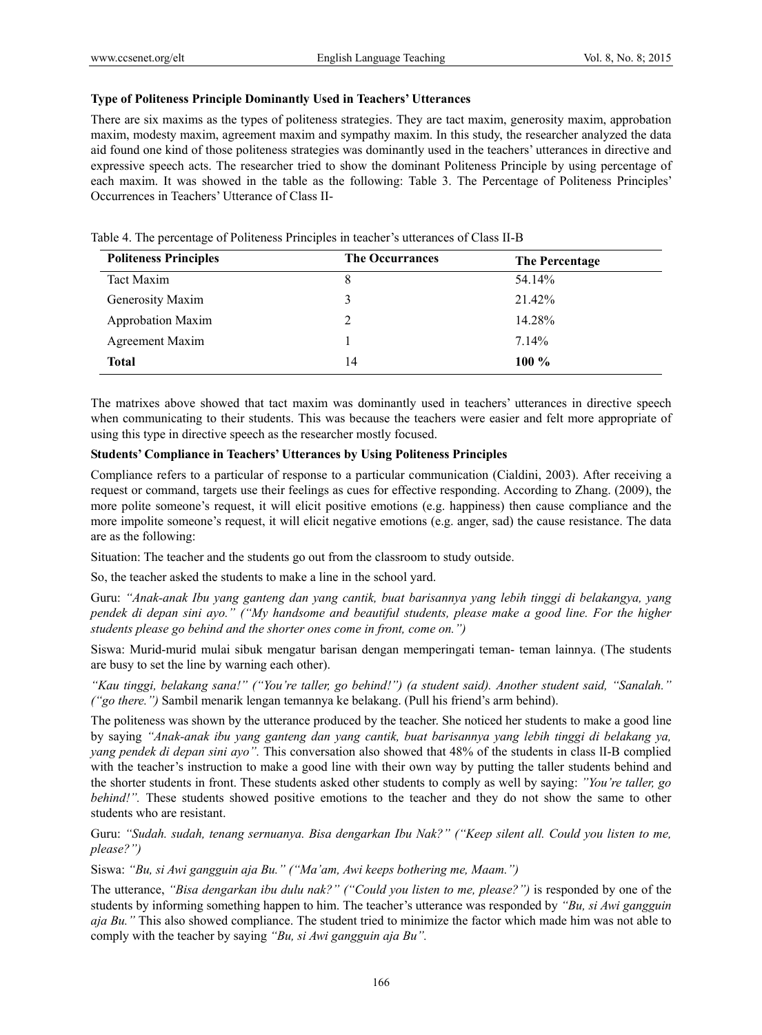**Type of Politeness Principle Dominantly Used in Teachers' Utterances**

There are six maxims as the types of politeness strategies. They are tact maxim, generosity maxim, approbation maxim, modesty maxim, agreement maxim and sympathy maxim. In this study, the researcher analyzed the data aid found one kind of those politeness strategies was dominantly used in the teachers' utterances in directive and expressive speech acts. The researcher tried to show the dominant Politeness Principle by using percentage of each maxim. It was showed in the table as the following: Table 3. The Percentage of Politeness Principles' Occurrences in Teachers' Utterance of Class II-

Table 4. The percentage of Politeness Principles in teacher's utterances of Class II-B

| Politeness Principles | The Occurrances | The Percentage |
|---|---|---|
| Tact Maxim | 8 | 54.14% |
| Generosity Maxim | 3 | 21.42% |
| Approbation Maxim | 2 | 14.28% |
| Agreement Maxim | 1 | 7.14% |
| **Total** | 14 | **100 %** |

The matrixes above showed that tact maxim was dominantly used in teachers' utterances in directive speech when communicating to their students. This was because the teachers were easier and felt more appropriate of using this type in directive speech as the researcher mostly focused.

**Students' Compliance in Teachers' Utterances by Using Politeness Principles**

Compliance refers to a particular of response to a particular communication (Cialdini, 2003). After receiving a request or command, targets use their feelings as cues for effective responding. According to Zhang. (2009), the more polite someone's request, it will elicit positive emotions (e.g. happiness) then cause compliance and the more impolite someone's request, it will elicit negative emotions (e.g. anger, sad) the cause resistance. The data are as the following:

Situation: The teacher and the students go out from the classroom to study outside.

So, the teacher asked the students to make a line in the school yard.

Guru: *"Anak-anak Ibu yang ganteng dan yang cantik, buat barisannya yang lebih tinggi di belakangya, yang pendek di depan sini ayo." ("My handsome and beautiful students, please make a good line. For the higher students please go behind and the shorter ones come in front, come on.")*

Siswa: Murid-murid mulai sibuk mengatur barisan dengan memperingati teman- teman lainnya. (The students are busy to set the line by warning each other).

*"Kau tinggi, belakang sana!" ("You're taller, go behind!") (a student said). Another student said, "Sanalah." ("go there.")* Sambil menarik lengan temannya ke belakang. (Pull his friend's arm behind).

The politeness was shown by the utterance produced by the teacher. She noticed her students to make a good line by saying *"Anak-anak ibu yang ganteng dan yang cantik, buat barisannya yang lebih tinggi di belakang ya, yang pendek di depan sini ayo".* This conversation also showed that 48% of the students in class II-B complied with the teacher's instruction to make a good line with their own way by putting the taller students behind and the shorter students in front. These students asked other students to comply as well by saying: *"You're taller, go behind!".* These students showed positive emotions to the teacher and they do not show the same to other students who are resistant.

Guru: *"Sudah. sudah, tenang sernuanya. Bisa dengarkan Ibu Nak?" ("Keep silent all. Could you listen to me, please?")*

Siswa: *"Bu, si Awi gangguin aja Bu." ("Ma'am, Awi keeps bothering me, Maam.")*

The utterance, *"Bisa dengarkan ibu dulu nak?" ("Could you listen to me, please?")* is responded by one of the students by informing something happen to him. The teacher's utterance was responded by *"Bu, si Awi gangguin aja Bu."* This also showed compliance. The student tried to minimize the factor which made him was not able to comply with the teacher by saying *"Bu, si Awi gangguin aja Bu".*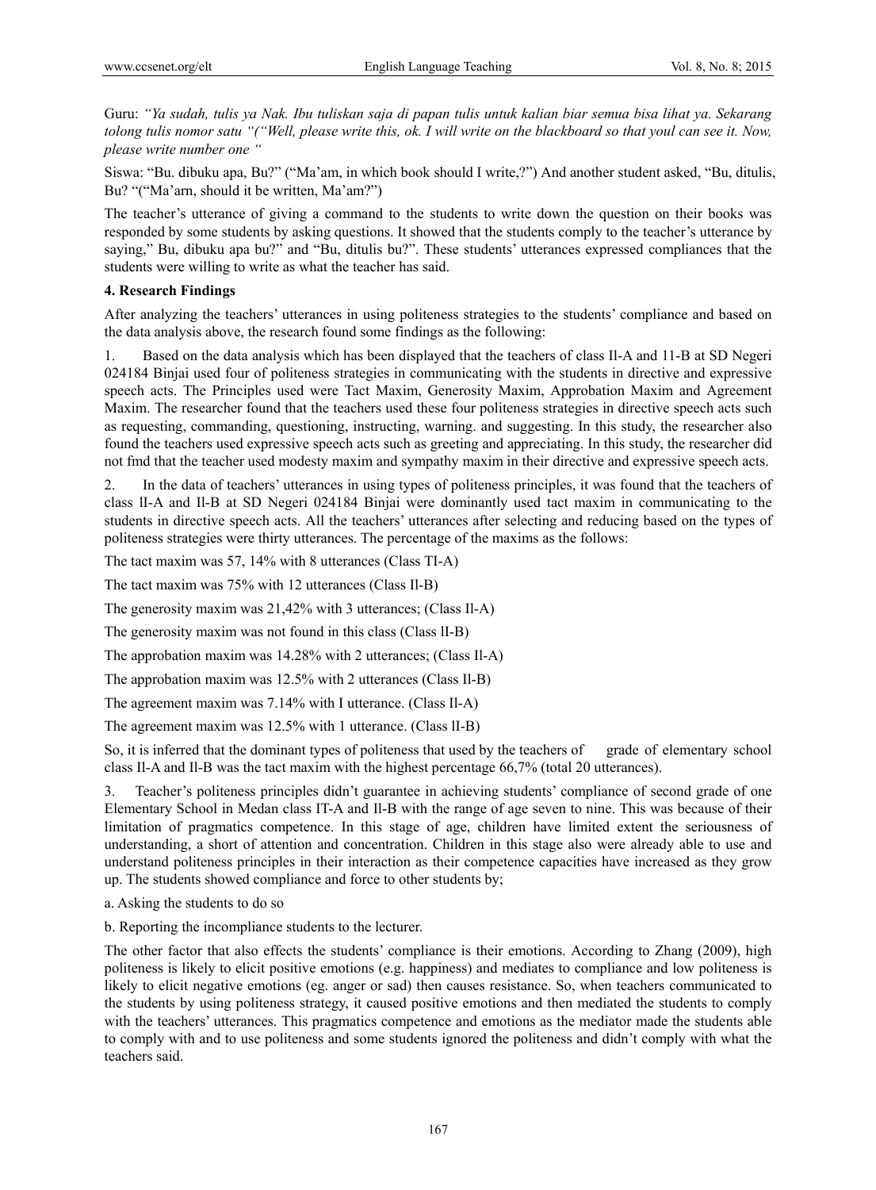Guru: *"Ya sudah, tulis ya Nak. Ibu tuliskan saja di papan tulis untuk kalian biar semua bisa lihat ya. Sekarang tolong tulis nomor satu "("Well, please write this, ok. I will write on the blackboard so that youl can see it. Now, please write number one "*

Siswa: "Bu. dibuku apa, Bu?" ("Ma'am, in which book should I write,?") And another student asked, "Bu, ditulis, Bu? "("Ma'arn, should it be written, Ma'am?")

The teacher's utterance of giving a command to the students to write down the question on their books was responded by some students by asking questions. It showed that the students comply to the teacher's utterance by saying," Bu, dibuku apa bu?" and "Bu, ditulis bu?". These students' utterances expressed compliances that the students were willing to write as what the teacher has said.

## 4. Research Findings

After analyzing the teachers' utterances in using politeness strategies to the students' compliance and based on the data analysis above, the research found some findings as the following:

1. Based on the data analysis which has been displayed that the teachers of class Il-A and 11-B at SD Negeri 024184 Binjai used four of politeness strategies in communicating with the students in directive and expressive speech acts. The Principles used were Tact Maxim, Generosity Maxim, Approbation Maxim and Agreement Maxim. The researcher found that the teachers used these four politeness strategies in directive speech acts such as requesting, commanding, questioning, instructing, warning. and suggesting. In this study, the researcher also found the teachers used expressive speech acts such as greeting and appreciating. In this study, the researcher did not fmd that the teacher used modesty maxim and sympathy maxim in their directive and expressive speech acts.

2. In the data of teachers' utterances in using types of politeness principles, it was found that the teachers of class lI-A and Il-B at SD Negeri 024184 Binjai were dominantly used tact maxim in communicating to the students in directive speech acts. All the teachers' utterances after selecting and reducing based on the types of politeness strategies were thirty utterances. The percentage of the maxims as the follows:

The tact maxim was 57, 14% with 8 utterances (Class TI-A)

The tact maxim was 75% with 12 utterances (Class Il-B)

The generosity maxim was 21,42% with 3 utterances; (Class Il-A)

The generosity maxim was not found in this class (Class lI-B)

The approbation maxim was 14.28% with 2 utterances; (Class Il-A)

The approbation maxim was 12.5% with 2 utterances (Class Il-B)

The agreement maxim was 7.14% with I utterance. (Class Il-A)

The agreement maxim was 12.5% with 1 utterance. (Class lI-B)

So, it is inferred that the dominant types of politeness that used by the teachers of grade of elementary school class Il-A and Il-B was the tact maxim with the highest percentage 66,7% (total 20 utterances).

3. Teacher's politeness principles didn't guarantee in achieving students' compliance of second grade of one Elementary School in Medan class IT-A and Il-B with the range of age seven to nine. This was because of their limitation of pragmatics competence. In this stage of age, children have limited extent the seriousness of understanding, a short of attention and concentration. Children in this stage also were already able to use and understand politeness principles in their interaction as their competence capacities have increased as they grow up. The students showed compliance and force to other students by;

a. Asking the students to do so

b. Reporting the incompliance students to the lecturer.

The other factor that also effects the students' compliance is their emotions. According to Zhang (2009), high politeness is likely to elicit positive emotions (e.g. happiness) and mediates to compliance and low politeness is likely to elicit negative emotions (eg. anger or sad) then causes resistance. So, when teachers communicated to the students by using politeness strategy, it caused positive emotions and then mediated the students to comply with the teachers' utterances. This pragmatics competence and emotions as the mediator made the students able to comply with and to use politeness and some students ignored the politeness and didn't comply with what the teachers said.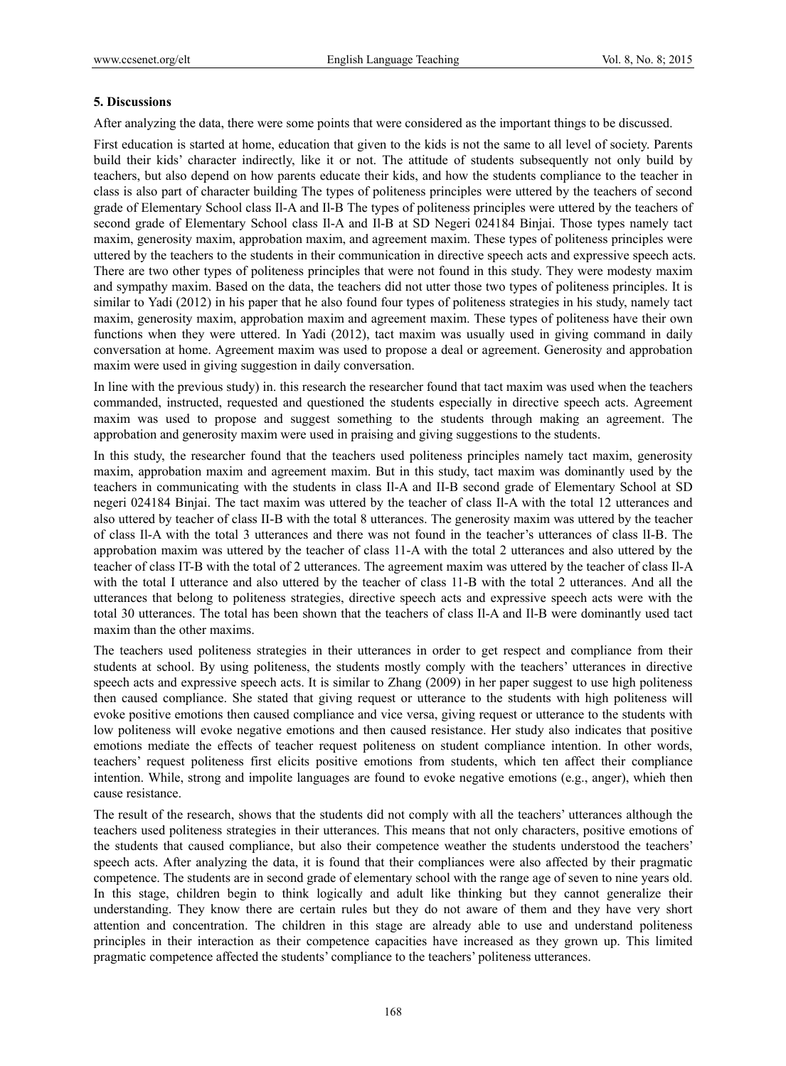## 5. Discussions

After analyzing the data, there were some points that were considered as the important things to be discussed.

First education is started at home, education that given to the kids is not the same to all level of society. Parents build their kids' character indirectly, like it or not. The attitude of students subsequently not only build by teachers, but also depend on how parents educate their kids, and how the students compliance to the teacher in class is also part of character building The types of politeness principles were uttered by the teachers of second grade of Elementary School class Il-A and Il-B The types of politeness principles were uttered by the teachers of second grade of Elementary School class Il-A and Il-B at SD Negeri 024184 Binjai. Those types namely tact maxim, generosity maxim, approbation maxim, and agreement maxim. These types of politeness principles were uttered by the teachers to the students in their communication in directive speech acts and expressive speech acts. There are two other types of politeness principles that were not found in this study. They were modesty maxim and sympathy maxim. Based on the data, the teachers did not utter those two types of politeness principles. It is similar to Yadi (2012) in his paper that he also found four types of politeness strategies in his study, namely tact maxim, generosity maxim, approbation maxim and agreement maxim. These types of politeness have their own functions when they were uttered. In Yadi (2012), tact maxim was usually used in giving command in daily conversation at home. Agreement maxim was used to propose a deal or agreement. Generosity and approbation maxim were used in giving suggestion in daily conversation.

In line with the previous study) in. this research the researcher found that tact maxim was used when the teachers commanded, instructed, requested and questioned the students especially in directive speech acts. Agreement maxim was used to propose and suggest something to the students through making an agreement. The approbation and generosity maxim were used in praising and giving suggestions to the students.

In this study, the researcher found that the teachers used politeness principles namely tact maxim, generosity maxim, approbation maxim and agreement maxim. But in this study, tact maxim was dominantly used by the teachers in communicating with the students in class Il-A and II-B second grade of Elementary School at SD negeri 024184 Binjai. The tact maxim was uttered by the teacher of class Il-A with the total 12 utterances and also uttered by teacher of class II-B with the total 8 utterances. The generosity maxim was uttered by the teacher of class Il-A with the total 3 utterances and there was not found in the teacher's utterances of class lI-B. The approbation maxim was uttered by the teacher of class 11-A with the total 2 utterances and also uttered by the teacher of class IT-B with the total of 2 utterances. The agreement maxim was uttered by the teacher of class Il-A with the total I utterance and also uttered by the teacher of class 11-B with the total 2 utterances. And all the utterances that belong to politeness strategies, directive speech acts and expressive speech acts were with the total 30 utterances. The total has been shown that the teachers of class Il-A and Il-B were dominantly used tact maxim than the other maxims.

The teachers used politeness strategies in their utterances in order to get respect and compliance from their students at school. By using politeness, the students mostly comply with the teachers' utterances in directive speech acts and expressive speech acts. It is similar to Zhang (2009) in her paper suggest to use high politeness then caused compliance. She stated that giving request or utterance to the students with high politeness will evoke positive emotions then caused compliance and vice versa, giving request or utterance to the students with low politeness will evoke negative emotions and then caused resistance. Her study also indicates that positive emotions mediate the effects of teacher request politeness on student compliance intention. In other words, teachers' request politeness first elicits positive emotions from students, which ten affect their compliance intention. While, strong and impolite languages are found to evoke negative emotions (e.g., anger), whieh then cause resistance.

The result of the research, shows that the students did not comply with all the teachers' utterances although the teachers used politeness strategies in their utterances. This means that not only characters, positive emotions of the students that caused compliance, but also their competence weather the students understood the teachers' speech acts. After analyzing the data, it is found that their compliances were also affected by their pragmatic competence. The students are in second grade of elementary school with the range age of seven to nine years old. In this stage, children begin to think logically and adult like thinking but they cannot generalize their understanding. They know there are certain rules but they do not aware of them and they have very short attention and concentration. The children in this stage are already able to use and understand politeness principles in their interaction as their competence capacities have increased as they grown up. This limited pragmatic competence affected the students' compliance to the teachers' politeness utterances.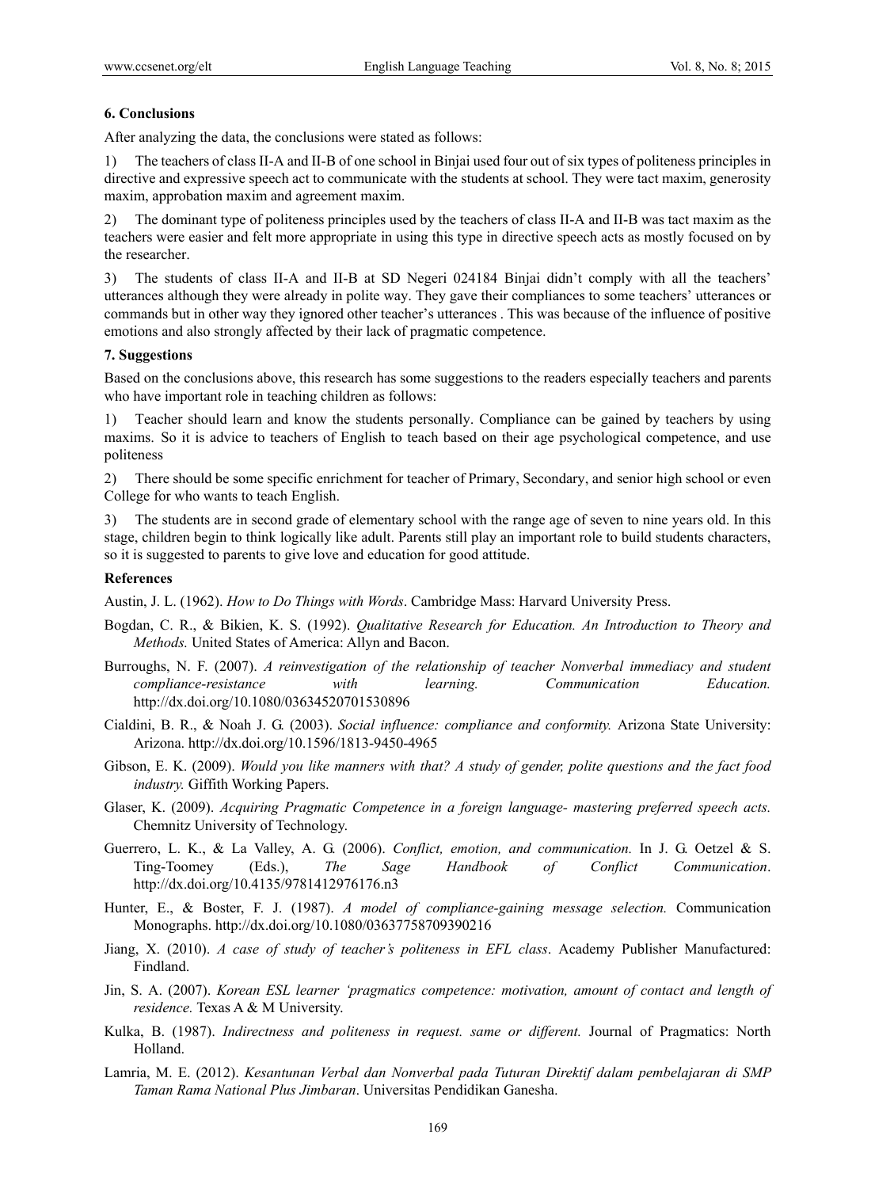### 6. Conclusions

After analyzing the data, the conclusions were stated as follows:

1) The teachers of class II-A and II-B of one school in Binjai used four out of six types of politeness principles in directive and expressive speech act to communicate with the students at school. They were tact maxim, generosity maxim, approbation maxim and agreement maxim.

2) The dominant type of politeness principles used by the teachers of class II-A and II-B was tact maxim as the teachers were easier and felt more appropriate in using this type in directive speech acts as mostly focused on by the researcher.

3) The students of class II-A and II-B at SD Negeri 024184 Binjai didn't comply with all the teachers' utterances although they were already in polite way. They gave their compliances to some teachers' utterances or commands but in other way they ignored other teacher's utterances . This was because of the influence of positive emotions and also strongly affected by their lack of pragmatic competence.

### 7. Suggestions

Based on the conclusions above, this research has some suggestions to the readers especially teachers and parents who have important role in teaching children as follows:

1) Teacher should learn and know the students personally. Compliance can be gained by teachers by using maxims. So it is advice to teachers of English to teach based on their age psychological competence, and use politeness

2) There should be some specific enrichment for teacher of Primary, Secondary, and senior high school or even College for who wants to teach English.

3) The students are in second grade of elementary school with the range age of seven to nine years old. In this stage, children begin to think logically like adult. Parents still play an important role to build students characters, so it is suggested to parents to give love and education for good attitude.

### References

Austin, J. L. (1962). *How to Do Things with Words*. Cambridge Mass: Harvard University Press.

Bogdan, C. R., & Bikien, K. S. (1992). *Qualitative Research for Education. An Introduction to Theory and Methods.* United States of America: Allyn and Bacon.

Burroughs, N. F. (2007). *A reinvestigation of the relationship of teacher Nonverbal immediacy and student compliance-resistance with learning. Communication Education.* http://dx.doi.org/10.1080/03634520701530896

Cialdini, B. R., & Noah J. G. (2003). *Social influence: compliance and conformity.* Arizona State University: Arizona. http://dx.doi.org/10.1596/1813-9450-4965

Gibson, E. K. (2009). *Would you like manners with that? A study of gender, polite questions and the fact food industry.* Giffith Working Papers.

Glaser, K. (2009). *Acquiring Pragmatic Competence in a foreign language- mastering preferred speech acts.* Chemnitz University of Technology.

Guerrero, L. K., & La Valley, A. G. (2006). *Conflict, emotion, and communication.* In J. G. Oetzel & S. Ting-Toomey (Eds.), *The Sage Handbook of Conflict Communication*. http://dx.doi.org/10.4135/9781412976176.n3

Hunter, E., & Boster, F. J. (1987). *A model of compliance-gaining message selection.* Communication Monographs. http://dx.doi.org/10.1080/03637758709390216

Jiang, X. (2010). *A case of study of teacher's politeness in EFL class*. Academy Publisher Manufactured: Findland.

Jin, S. A. (2007). *Korean ESL learner 'pragmatics competence: motivation, amount of contact and length of residence.* Texas A & M University.

Kulka, B. (1987). *Indirectness and politeness in request. same or different.* Journal of Pragmatics: North Holland.

Lamria, M. E. (2012). *Kesantunan Verbal dan Nonverbal pada Tuturan Direktif dalam pembelajaran di SMP Taman Rama National Plus Jimbaran*. Universitas Pendidikan Ganesha.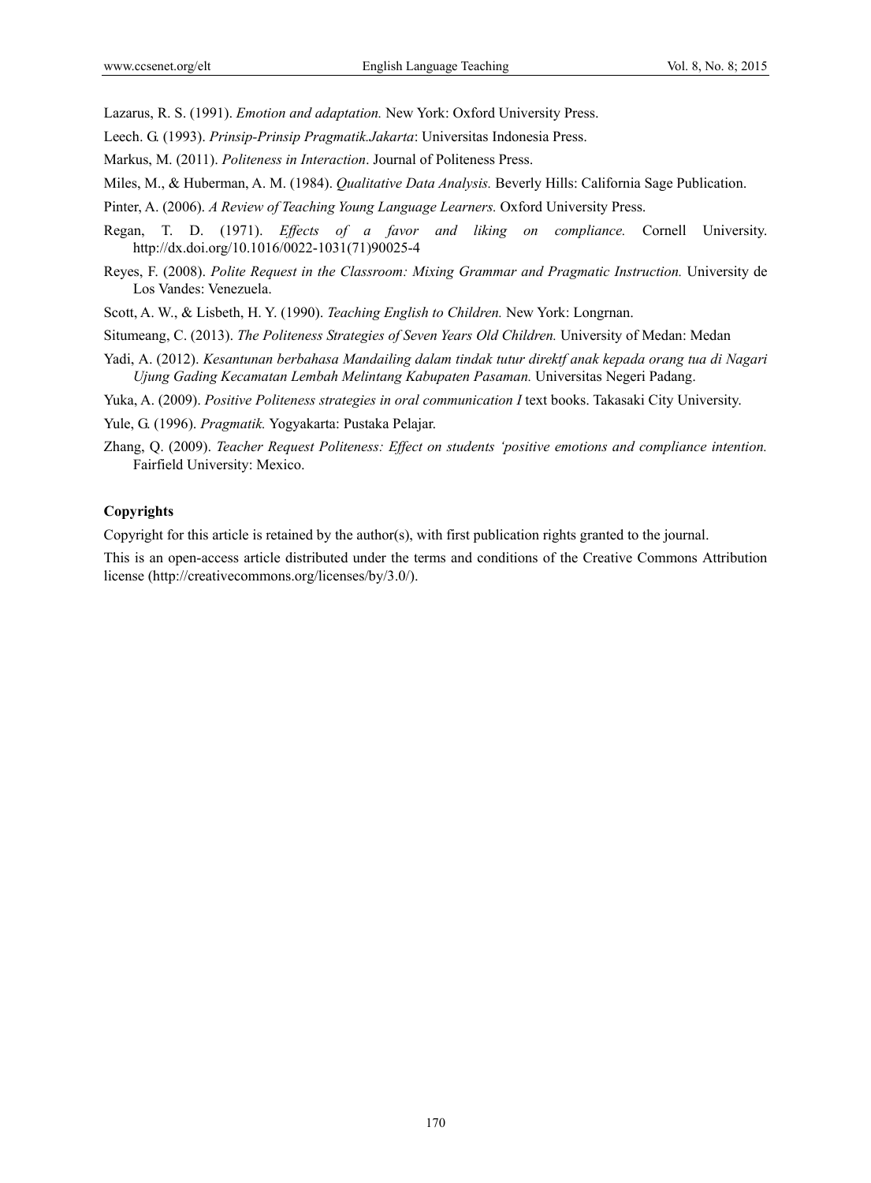Lazarus, R. S. (1991). *Emotion and adaptation.* New York: Oxford University Press.

Leech. G. (1993). *Prinsip-Prinsip Pragmatik.Jakarta*: Universitas Indonesia Press.

Markus, M. (2011). *Politeness in Interaction*. Journal of Politeness Press.

Miles, M., & Huberman, A. M. (1984). *Qualitative Data Analysis.* Beverly Hills: California Sage Publication.

Pinter, A. (2006). *A Review of Teaching Young Language Learners.* Oxford University Press.

Regan, T. D. (1971). *Effects of a favor and liking on compliance.* Cornell University. http://dx.doi.org/10.1016/0022-1031(71)90025-4

Reyes, F. (2008). *Polite Request in the Classroom: Mixing Grammar and Pragmatic Instruction.* University de Los Vandes: Venezuela.

Scott, A. W., & Lisbeth, H. Y. (1990). *Teaching English to Children.* New York: Longrnan.

Situmeang, C. (2013). *The Politeness Strategies of Seven Years Old Children.* University of Medan: Medan

Yadi, A. (2012). *Kesantunan berbahasa Mandailing dalam tindak tutur direktf anak kepada orang tua di Nagari Ujung Gading Kecamatan Lembah Melintang Kabupaten Pasaman.* Universitas Negeri Padang.

Yuka, A. (2009). *Positive Politeness strategies in oral communication I* text books. Takasaki City University.

Yule, G. (1996). *Pragmatik.* Yogyakarta: Pustaka Pelajar.

Zhang, Q. (2009). *Teacher Request Politeness: Effect on students 'positive emotions and compliance intention.* Fairfield University: Mexico.

### Copyrights

Copyright for this article is retained by the author(s), with first publication rights granted to the journal.

This is an open-access article distributed under the terms and conditions of the Creative Commons Attribution license (http://creativecommons.org/licenses/by/3.0/).